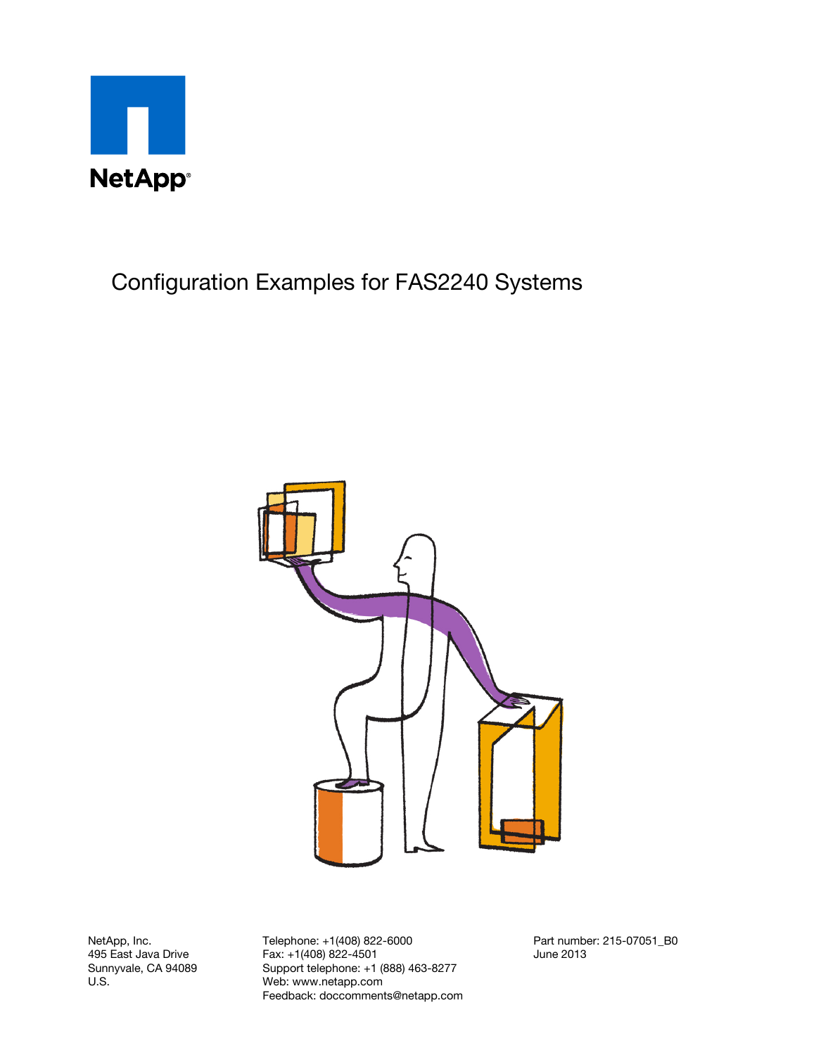NetApp®

# Configuration Examples for FAS2240 Systems

NetApp, Inc.
495 East Java Drive
Sunnyvale, CA 94089
U.S.

Telephone: +1(408) 822-6000
Fax: +1(408) 822-4501
Support telephone: +1 (888) 463-8277
Web: www.netapp.com
Feedback: doccomments@netapp.com

Part number: 215-07051_B0
June 2013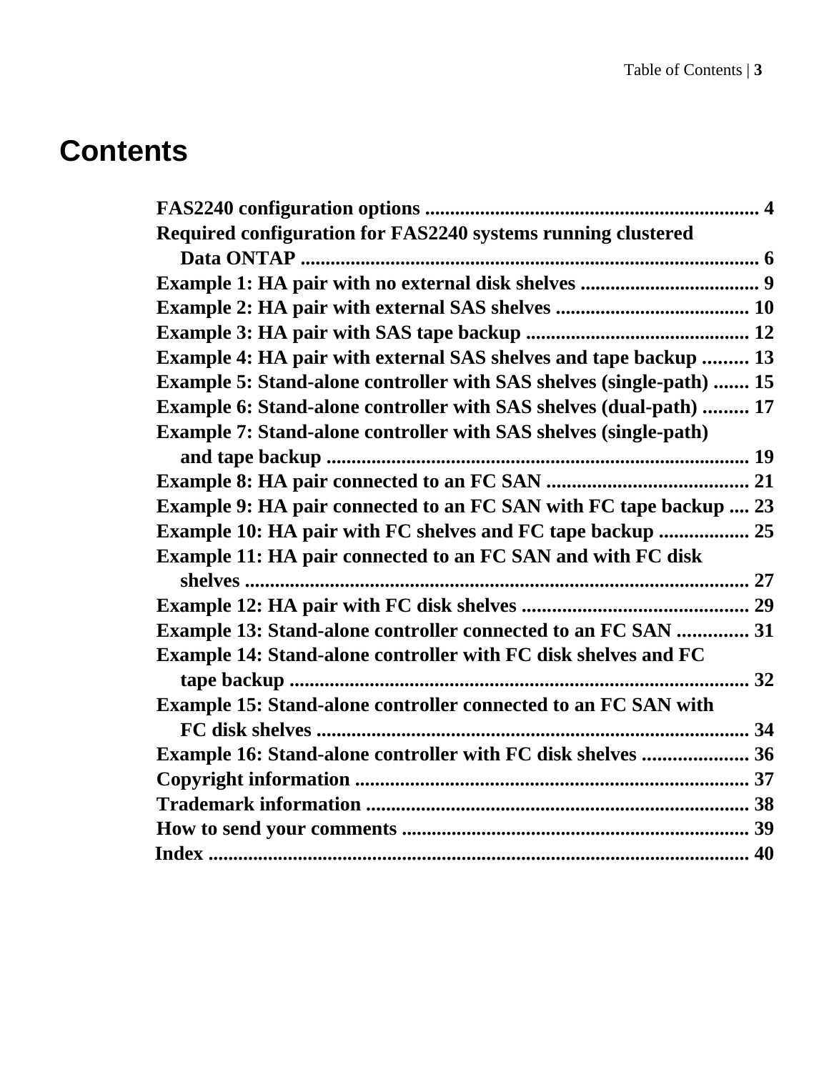# Contents

**FAS2240 configuration options** .................................................................. 4
**Required configuration for FAS2240 systems running clustered Data ONTAP** .......................................................................................... 6
**Example 1: HA pair with no external disk shelves** .................................... 9
**Example 2: HA pair with external SAS shelves** ....................................... 10
**Example 3: HA pair with SAS tape backup** ............................................ 12
**Example 4: HA pair with external SAS shelves and tape backup** ......... 13
**Example 5: Stand-alone controller with SAS shelves (single-path)** ....... 15
**Example 6: Stand-alone controller with SAS shelves (dual-path)** ......... 17
**Example 7: Stand-alone controller with SAS shelves (single-path) and tape backup** ..................................................................................... 19
**Example 8: HA pair connected to an FC SAN** ........................................ 21
**Example 9: HA pair connected to an FC SAN with FC tape backup** .... 23
**Example 10: HA pair with FC shelves and FC tape backup** .................. 25
**Example 11: HA pair connected to an FC SAN and with FC disk shelves** ..................................................................................................... 27
**Example 12: HA pair with FC disk shelves** ............................................. 29
**Example 13: Stand-alone controller connected to an FC SAN** .............. 31
**Example 14: Stand-alone controller with FC disk shelves and FC tape backup** ............................................................................................. 32
**Example 15: Stand-alone controller connected to an FC SAN with FC disk shelves** ........................................................................................ 34
**Example 16: Stand-alone controller with FC disk shelves** ..................... 36
**Copyright information** ............................................................................... 37
**Trademark information** ............................................................................. 38
**How to send your comments** ...................................................................... 39
**Index** ............................................................................................................. 40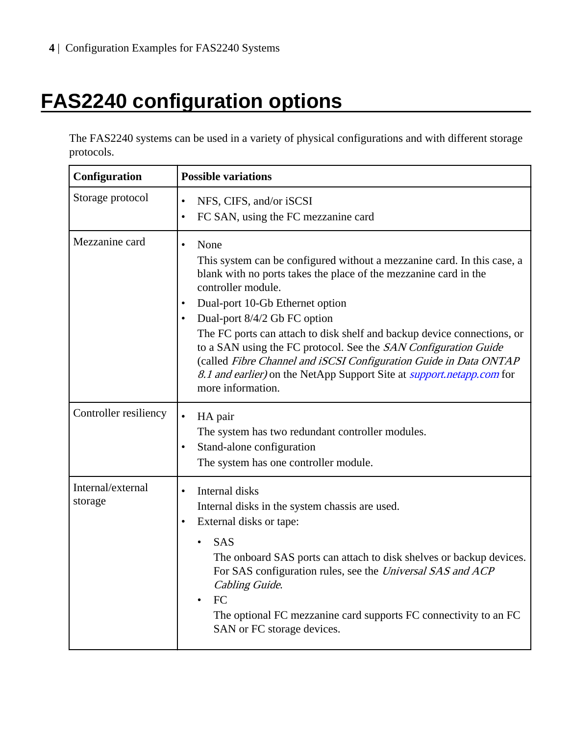# FAS2240 configuration options

The FAS2240 systems can be used in a variety of physical configurations and with different storage protocols.

| Configuration | Possible variations |
| --- | --- |
| Storage protocol | • NFS, CIFS, and/or iSCSI<br>• FC SAN, using the FC mezzanine card |
| Mezzanine card | • None<br>This system can be configured without a mezzanine card. In this case, a blank with no ports takes the place of the mezzanine card in the controller module.<br>• Dual-port 10-Gb Ethernet option<br>• Dual-port 8/4/2 Gb FC option<br>The FC ports can attach to disk shelf and backup device connections, or to a SAN using the FC protocol. See the *SAN Configuration Guide* (called *Fibre Channel and iSCSI Configuration Guide in Data ONTAP 8.1 and earlier)* on the NetApp Support Site at *support.netapp.com* for more information. |
| Controller resiliency | • HA pair<br>The system has two redundant controller modules.<br>• Stand-alone configuration<br>The system has one controller module. |
| Internal/external storage | • Internal disks<br>Internal disks in the system chassis are used.<br>• External disks or tape:<br>&nbsp;&nbsp;• SAS<br>&nbsp;&nbsp;The onboard SAS ports can attach to disk shelves or backup devices. For SAS configuration rules, see the *Universal SAS and ACP Cabling Guide*.<br>&nbsp;&nbsp;• FC<br>&nbsp;&nbsp;The optional FC mezzanine card supports FC connectivity to an FC SAN or FC storage devices. |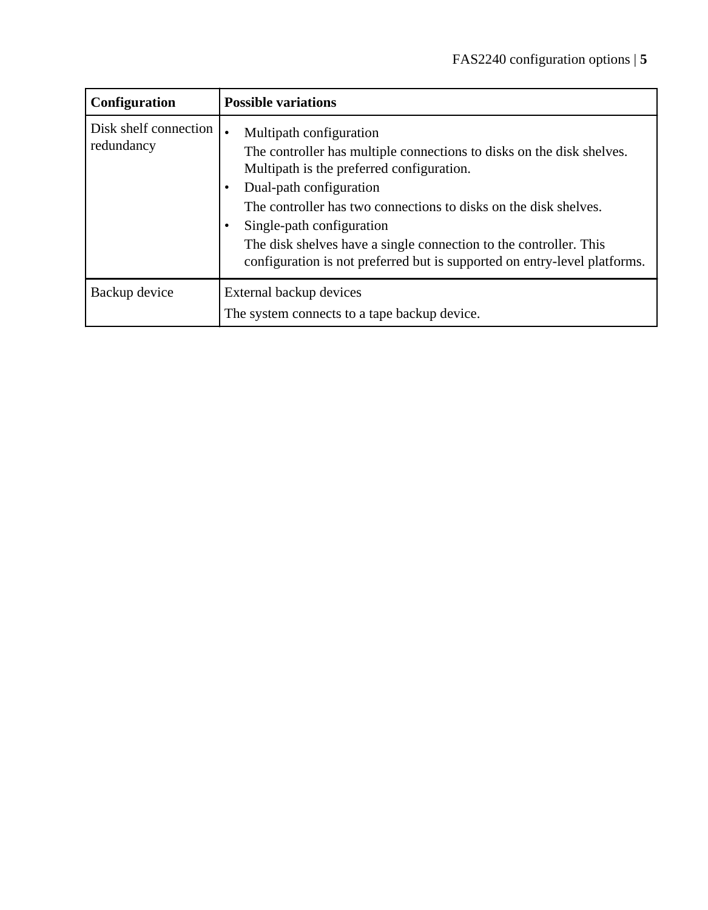| Configuration | Possible variations |
| --- | --- |
| Disk shelf connection redundancy | • Multipath configuration<br>The controller has multiple connections to disks on the disk shelves. Multipath is the preferred configuration.<br>• Dual-path configuration<br>The controller has two connections to disks on the disk shelves.<br>• Single-path configuration<br>The disk shelves have a single connection to the controller. This configuration is not preferred but is supported on entry-level platforms. |
| Backup device | External backup devices<br>The system connects to a tape backup device. |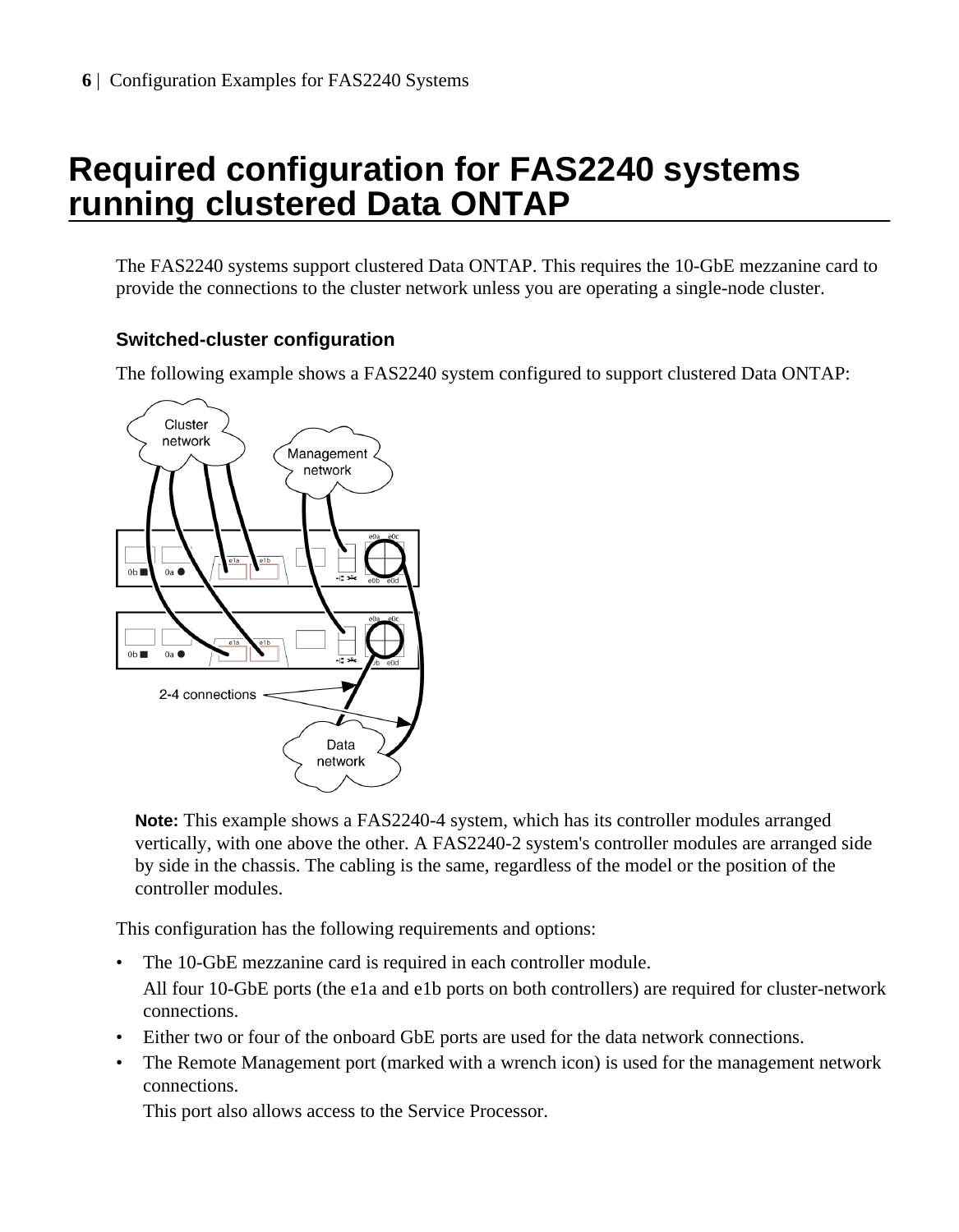# Required configuration for FAS2240 systems running clustered Data ONTAP

The FAS2240 systems support clustered Data ONTAP. This requires the 10-GbE mezzanine card to provide the connections to the cluster network unless you are operating a single-node cluster.

## Switched-cluster configuration

The following example shows a FAS2240 system configured to support clustered Data ONTAP:

**Note:** This example shows a FAS2240-4 system, which has its controller modules arranged vertically, with one above the other. A FAS2240-2 system's controller modules are arranged side by side in the chassis. The cabling is the same, regardless of the model or the position of the controller modules.

This configuration has the following requirements and options:

- The 10-GbE mezzanine card is required in each controller module.

  All four 10-GbE ports (the e1a and e1b ports on both controllers) are required for cluster-network connections.
- Either two or four of the onboard GbE ports are used for the data network connections.
- The Remote Management port (marked with a wrench icon) is used for the management network connections.

  This port also allows access to the Service Processor.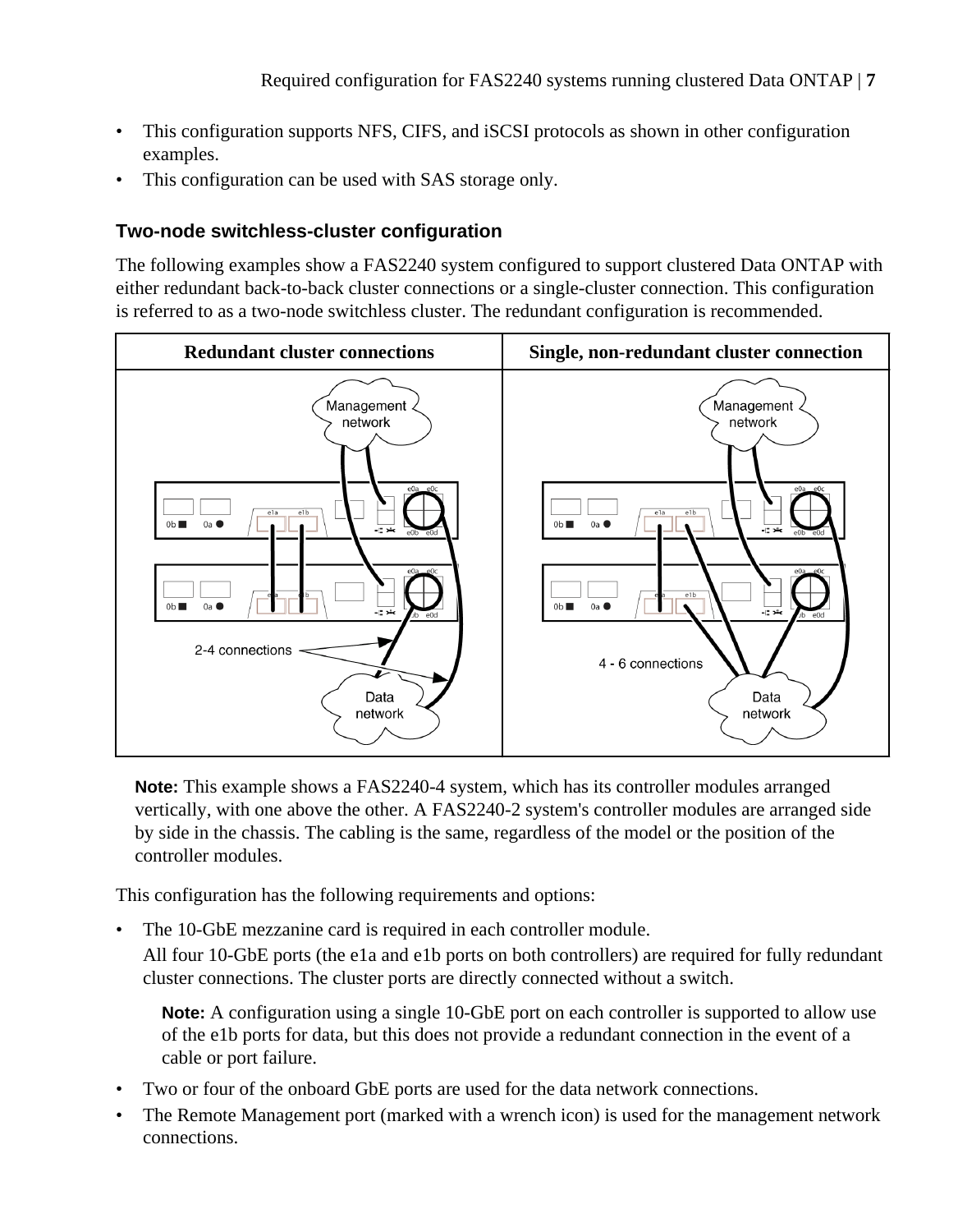- This configuration supports NFS, CIFS, and iSCSI protocols as shown in other configuration examples.
- This configuration can be used with SAS storage only.

### Two-node switchless-cluster configuration

The following examples show a FAS2240 system configured to support clustered Data ONTAP with either redundant back-to-back cluster connections or a single-cluster connection. This configuration is referred to as a two-node switchless cluster. The redundant configuration is recommended.

| Redundant cluster connections | Single, non-redundant cluster connection |
| --- | --- |
| | |

**Note:** This example shows a FAS2240-4 system, which has its controller modules arranged vertically, with one above the other. A FAS2240-2 system's controller modules are arranged side by side in the chassis. The cabling is the same, regardless of the model or the position of the controller modules.

This configuration has the following requirements and options:

- The 10-GbE mezzanine card is required in each controller module.

  All four 10-GbE ports (the e1a and e1b ports on both controllers) are required for fully redundant cluster connections. The cluster ports are directly connected without a switch.

  **Note:** A configuration using a single 10-GbE port on each controller is supported to allow use of the e1b ports for data, but this does not provide a redundant connection in the event of a cable or port failure.

- Two or four of the onboard GbE ports are used for the data network connections.
- The Remote Management port (marked with a wrench icon) is used for the management network connections.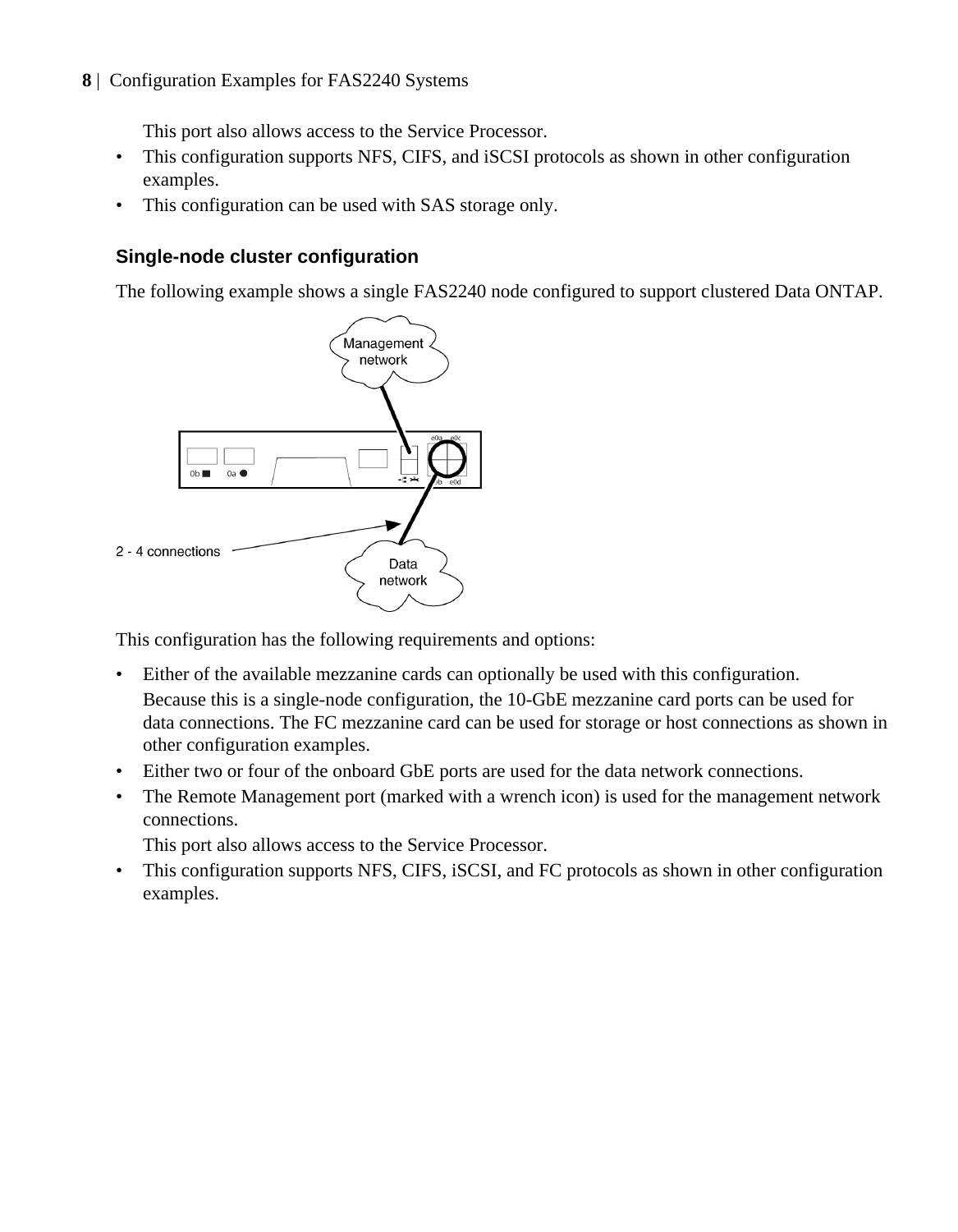This port also allows access to the Service Processor.
- This configuration supports NFS, CIFS, and iSCSI protocols as shown in other configuration examples.
- This configuration can be used with SAS storage only.

### Single-node cluster configuration

The following example shows a single FAS2240 node configured to support clustered Data ONTAP.

This configuration has the following requirements and options:

- Either of the available mezzanine cards can optionally be used with this configuration.

  Because this is a single-node configuration, the 10-GbE mezzanine card ports can be used for data connections. The FC mezzanine card can be used for storage or host connections as shown in other configuration examples.
- Either two or four of the onboard GbE ports are used for the data network connections.
- The Remote Management port (marked with a wrench icon) is used for the management network connections.

  This port also allows access to the Service Processor.
- This configuration supports NFS, CIFS, iSCSI, and FC protocols as shown in other configuration examples.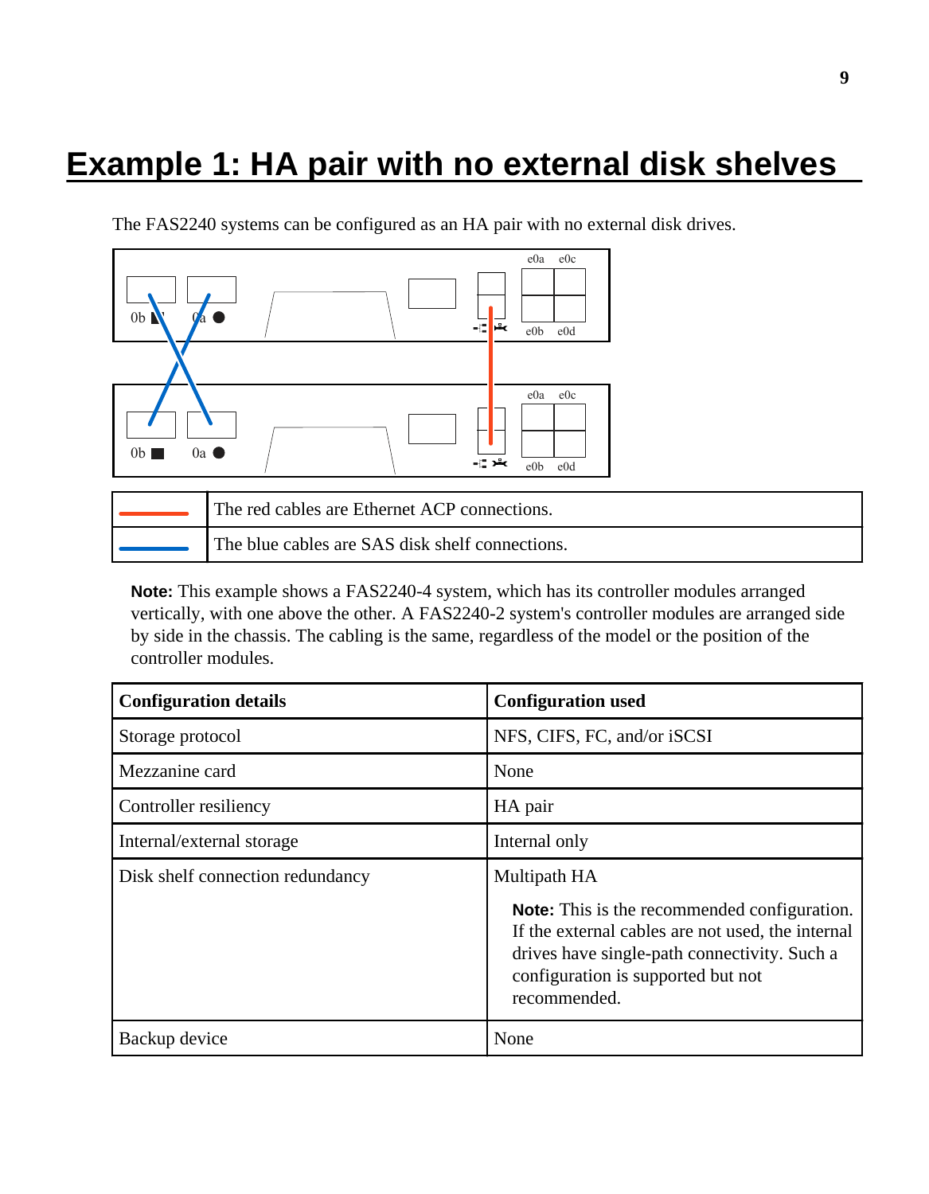# Example 1: HA pair with no external disk shelves

The FAS2240 systems can be configured as an HA pair with no external disk drives.

| | |
|---|---|
| (red line) | The red cables are Ethernet ACP connections. |
| (blue line) | The blue cables are SAS disk shelf connections. |

**Note:** This example shows a FAS2240-4 system, which has its controller modules arranged vertically, with one above the other. A FAS2240-2 system's controller modules are arranged side by side in the chassis. The cabling is the same, regardless of the model or the position of the controller modules.

| Configuration details | Configuration used |
|---|---|
| Storage protocol | NFS, CIFS, FC, and/or iSCSI |
| Mezzanine card | None |
| Controller resiliency | HA pair |
| Internal/external storage | Internal only |
| Disk shelf connection redundancy | Multipath HA<br><br>**Note:** This is the recommended configuration. If the external cables are not used, the internal drives have single-path connectivity. Such a configuration is supported but not recommended. |
| Backup device | None |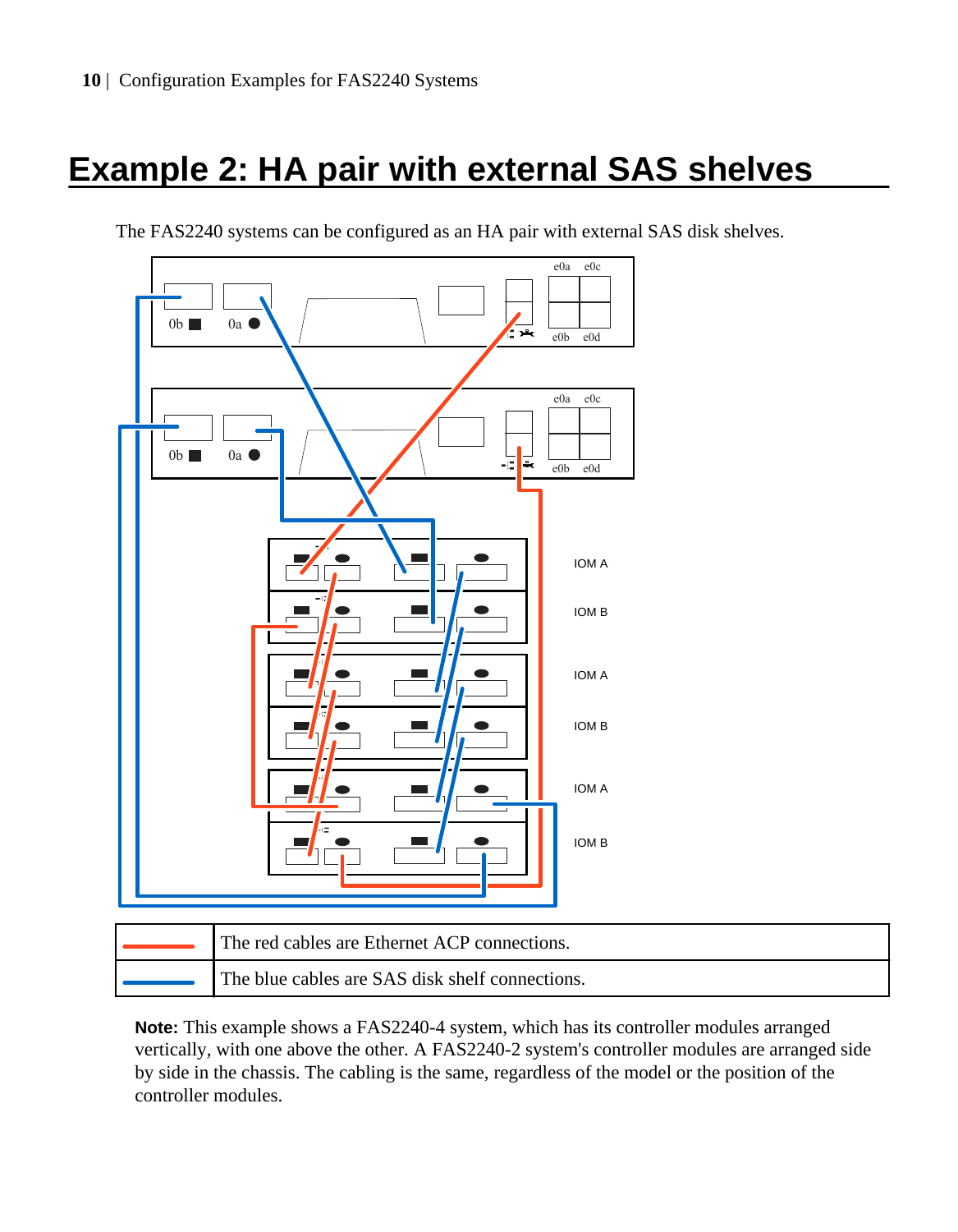# Example 2: HA pair with external SAS shelves

The FAS2240 systems can be configured as an HA pair with external SAS disk shelves.

|  |  |
|---|---|
|  | The red cables are Ethernet ACP connections. |
|  | The blue cables are SAS disk shelf connections. |

**Note:** This example shows a FAS2240-4 system, which has its controller modules arranged vertically, with one above the other. A FAS2240-2 system's controller modules are arranged side by side in the chassis. The cabling is the same, regardless of the model or the position of the controller modules.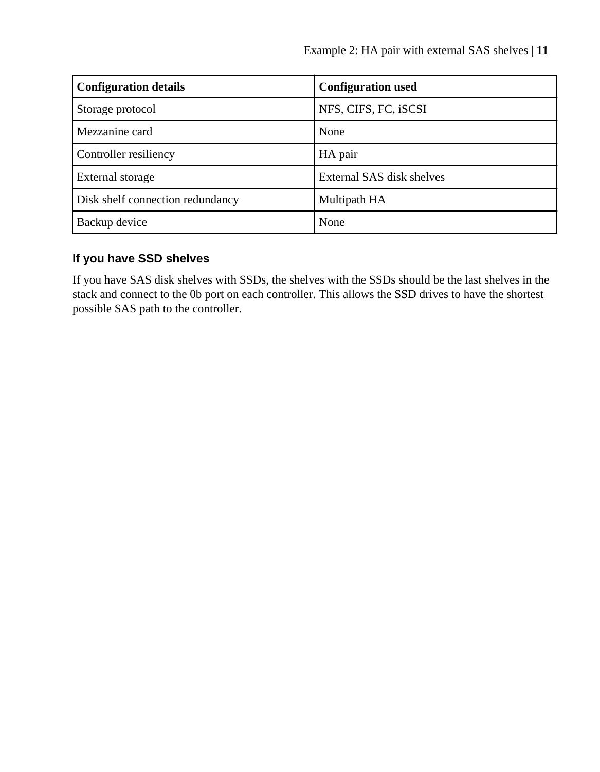| Configuration details | Configuration used |
|---|---|
| Storage protocol | NFS, CIFS, FC, iSCSI |
| Mezzanine card | None |
| Controller resiliency | HA pair |
| External storage | External SAS disk shelves |
| Disk shelf connection redundancy | Multipath HA |
| Backup device | None |

### If you have SSD shelves

If you have SAS disk shelves with SSDs, the shelves with the SSDs should be the last shelves in the stack and connect to the 0b port on each controller. This allows the SSD drives to have the shortest possible SAS path to the controller.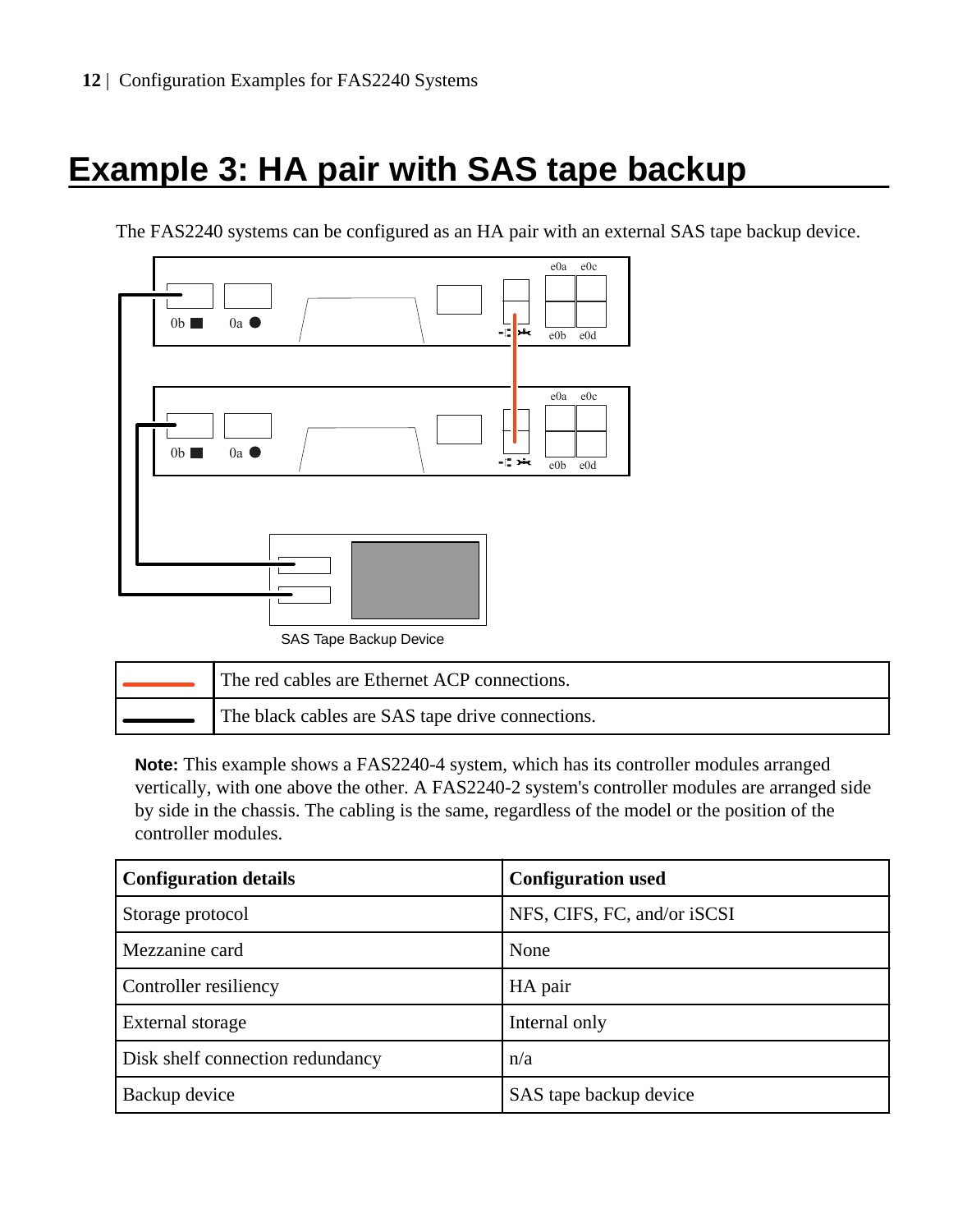# Example 3: HA pair with SAS tape backup

The FAS2240 systems can be configured as an HA pair with an external SAS tape backup device.

SAS Tape Backup Device

| | |
|---|---|
| (red line) | The red cables are Ethernet ACP connections. |
| (black line) | The black cables are SAS tape drive connections. |

**Note:** This example shows a FAS2240-4 system, which has its controller modules arranged vertically, with one above the other. A FAS2240-2 system's controller modules are arranged side by side in the chassis. The cabling is the same, regardless of the model or the position of the controller modules.

| Configuration details | Configuration used |
|---|---|
| Storage protocol | NFS, CIFS, FC, and/or iSCSI |
| Mezzanine card | None |
| Controller resiliency | HA pair |
| External storage | Internal only |
| Disk shelf connection redundancy | n/a |
| Backup device | SAS tape backup device |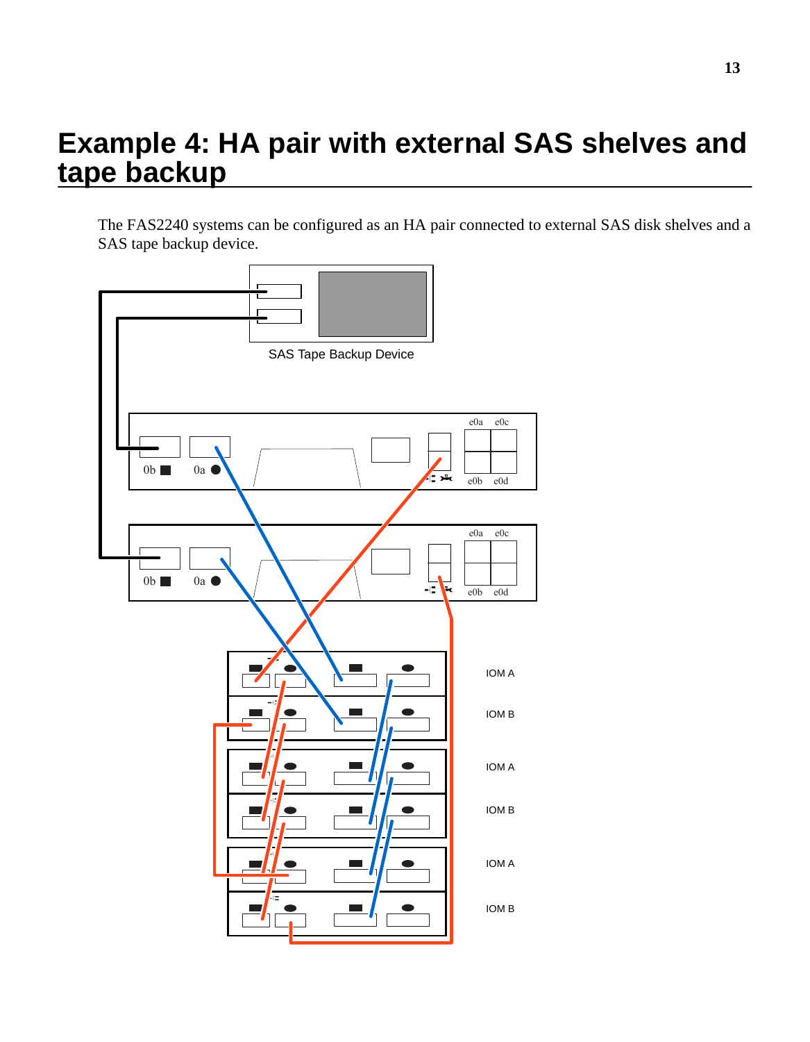# Example 4: HA pair with external SAS shelves and tape backup

The FAS2240 systems can be configured as an HA pair connected to external SAS disk shelves and a SAS tape backup device.

SAS Tape Backup Device

0b 0a e0a e0c e0b e0d

0b 0a e0a e0c e0b e0d

IOM A

IOM B

IOM A

IOM B

IOM A

IOM B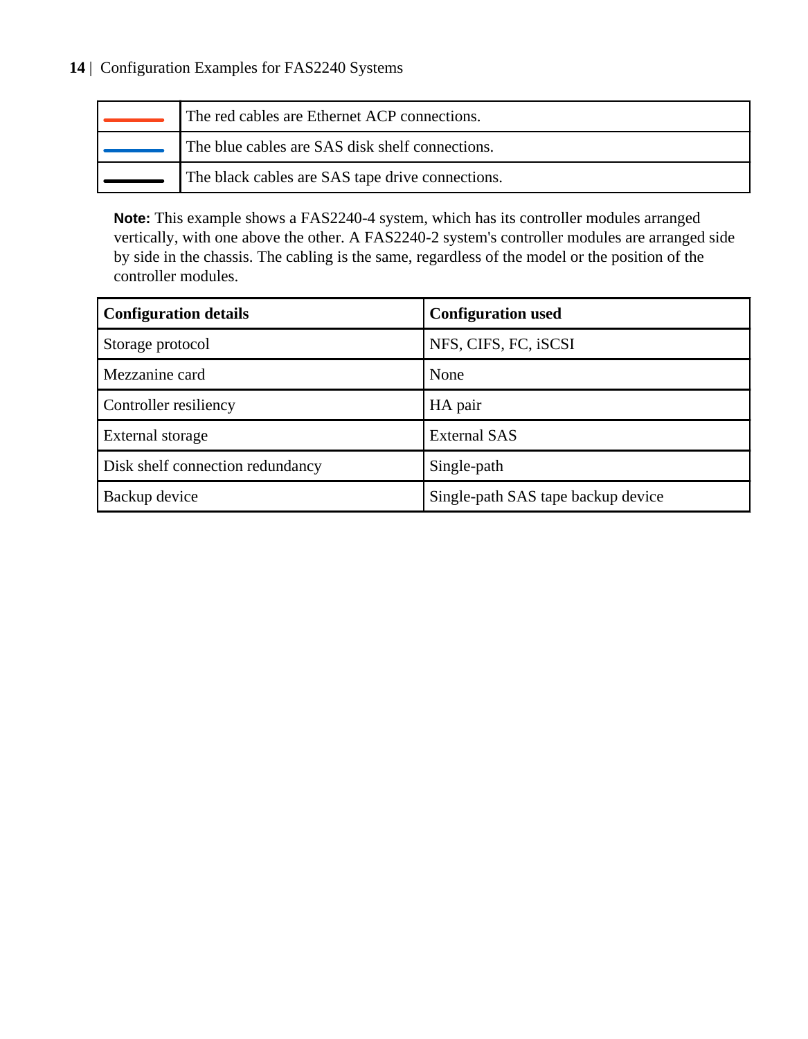| | |
|---|---|
| (red line) | The red cables are Ethernet ACP connections. |
| (blue line) | The blue cables are SAS disk shelf connections. |
| (black line) | The black cables are SAS tape drive connections. |

**Note:** This example shows a FAS2240-4 system, which has its controller modules arranged vertically, with one above the other. A FAS2240-2 system's controller modules are arranged side by side in the chassis. The cabling is the same, regardless of the model or the position of the controller modules.

| Configuration details | Configuration used |
|---|---|
| Storage protocol | NFS, CIFS, FC, iSCSI |
| Mezzanine card | None |
| Controller resiliency | HA pair |
| External storage | External SAS |
| Disk shelf connection redundancy | Single-path |
| Backup device | Single-path SAS tape backup device |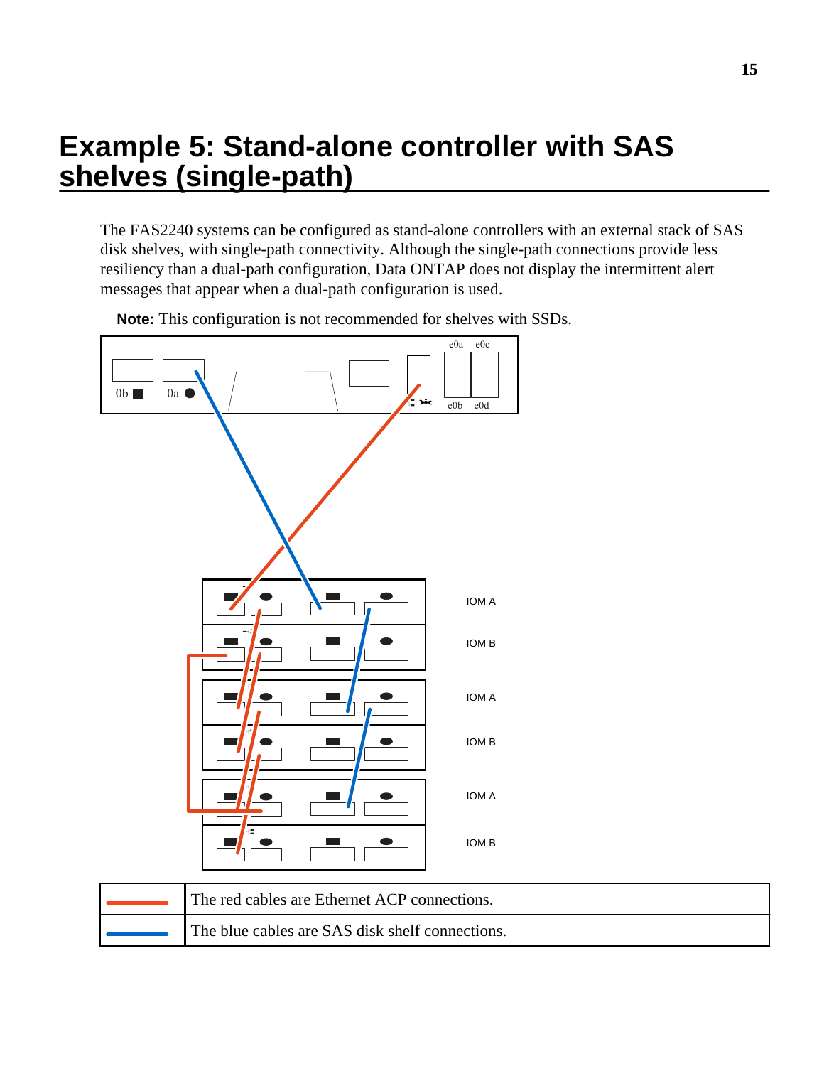# Example 5: Stand-alone controller with SAS shelves (single-path)

The FAS2240 systems can be configured as stand-alone controllers with an external stack of SAS disk shelves, with single-path connectivity. Although the single-path connections provide less resiliency than a dual-path configuration, Data ONTAP does not display the intermittent alert messages that appear when a dual-path configuration is used.

**Note:** This configuration is not recommended for shelves with SSDs.

| | |
|---|---|
| Red line | The red cables are Ethernet ACP connections. |
| Blue line | The blue cables are SAS disk shelf connections. |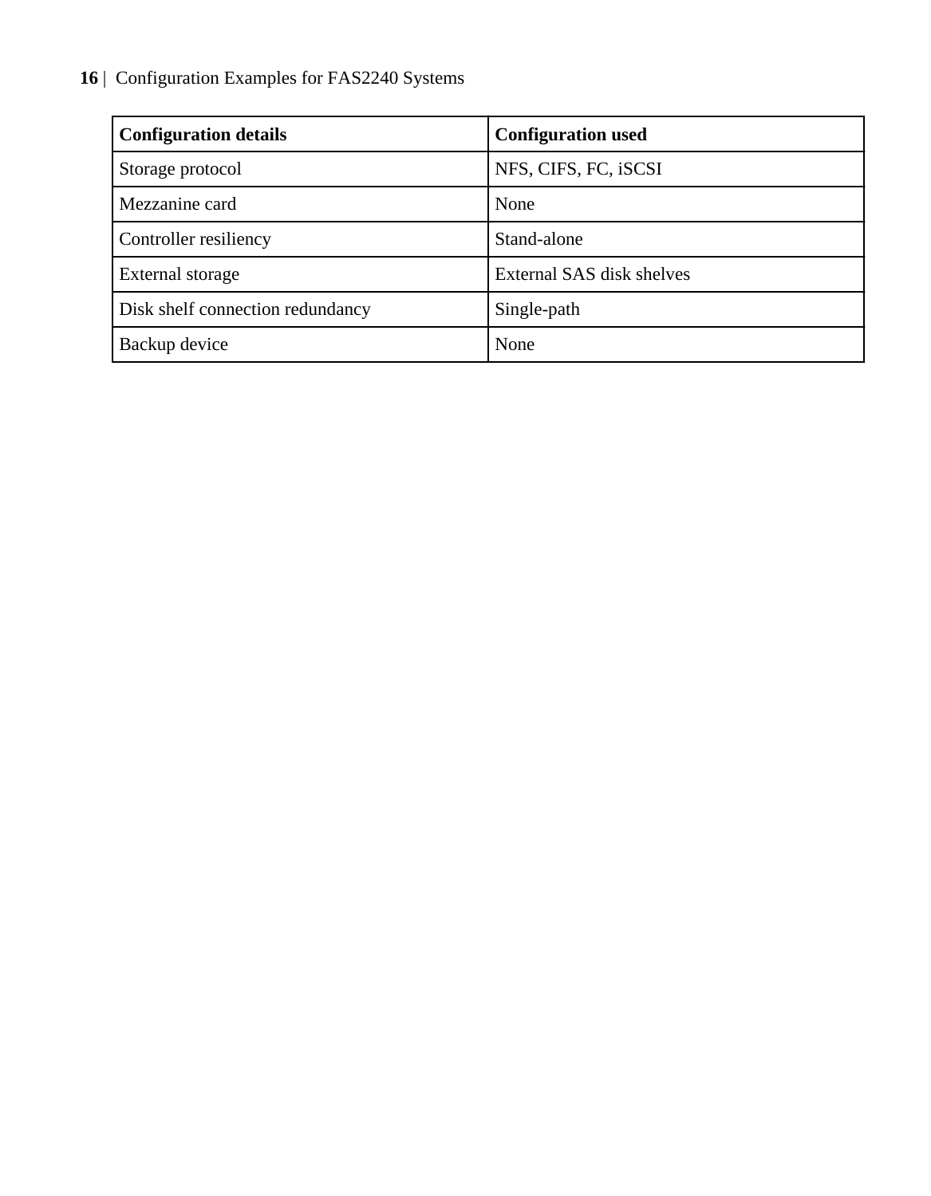| Configuration details | Configuration used |
| --- | --- |
| Storage protocol | NFS, CIFS, FC, iSCSI |
| Mezzanine card | None |
| Controller resiliency | Stand-alone |
| External storage | External SAS disk shelves |
| Disk shelf connection redundancy | Single-path |
| Backup device | None |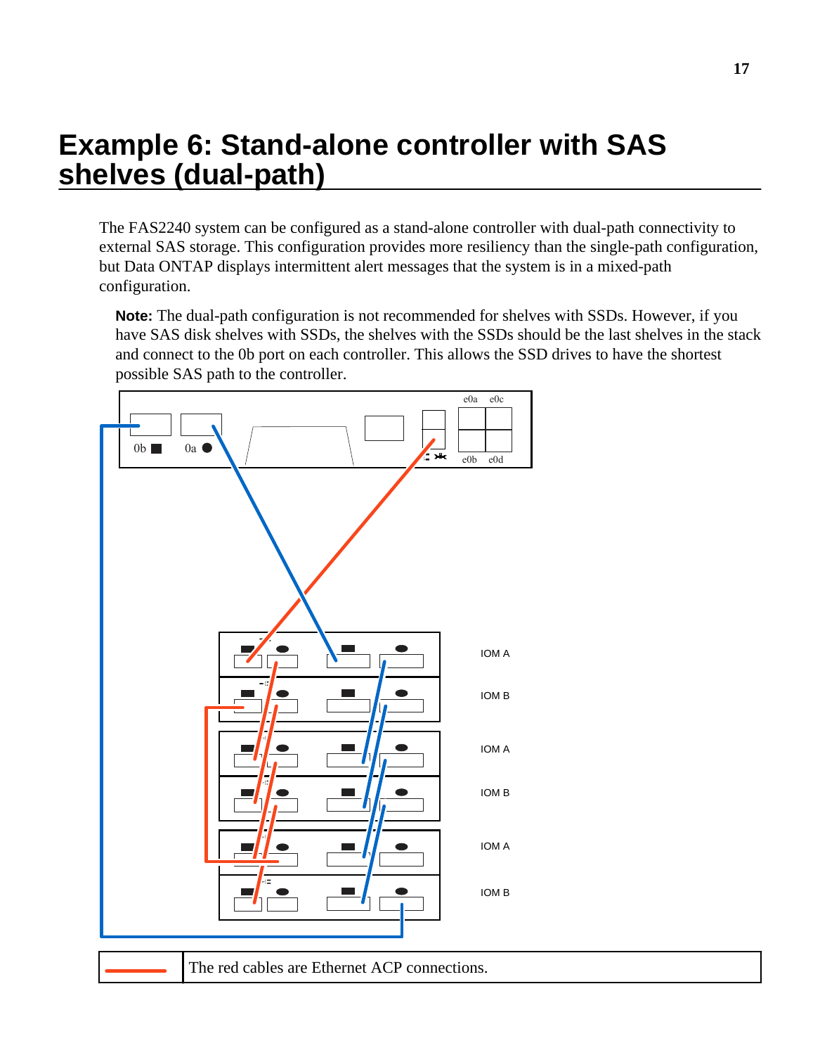# Example 6: Stand-alone controller with SAS shelves (dual-path)

The FAS2240 system can be configured as a stand-alone controller with dual-path connectivity to external SAS storage. This configuration provides more resiliency than the single-path configuration, but Data ONTAP displays intermittent alert messages that the system is in a mixed-path configuration.

**Note:** The dual-path configuration is not recommended for shelves with SSDs. However, if you have SAS disk shelves with SSDs, the shelves with the SSDs should be the last shelves in the stack and connect to the 0b port on each controller. This allows the SSD drives to have the shortest possible SAS path to the controller.

e0a e0c

0b 0a

e0b e0d

IOM A

IOM B

IOM A

IOM B

IOM A

IOM B

| | The red cables are Ethernet ACP connections. |
|---|---|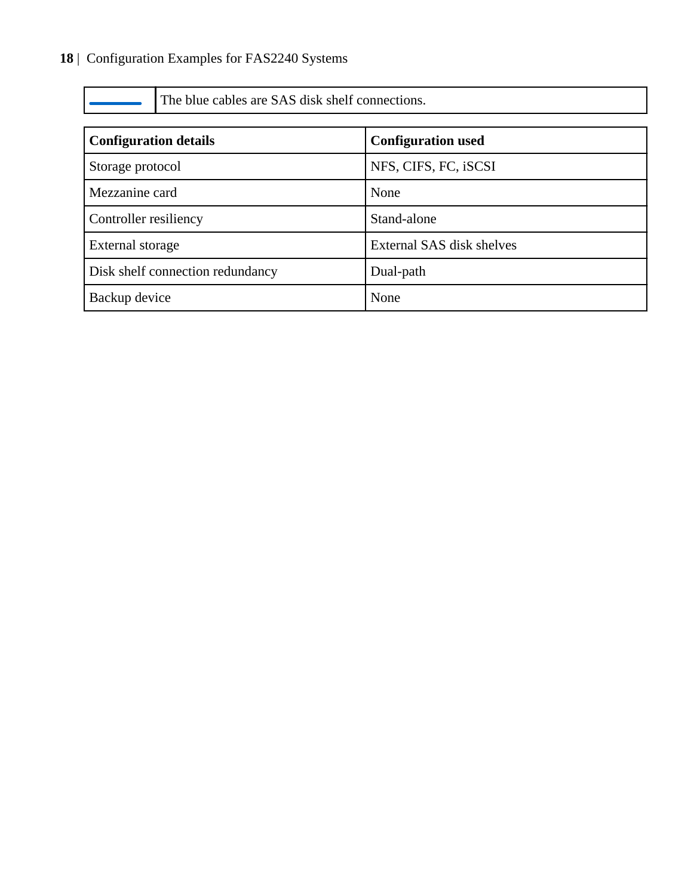| | The blue cables are SAS disk shelf connections. |
|---|---|

| Configuration details | Configuration used |
|---|---|
| Storage protocol | NFS, CIFS, FC, iSCSI |
| Mezzanine card | None |
| Controller resiliency | Stand-alone |
| External storage | External SAS disk shelves |
| Disk shelf connection redundancy | Dual-path |
| Backup device | None |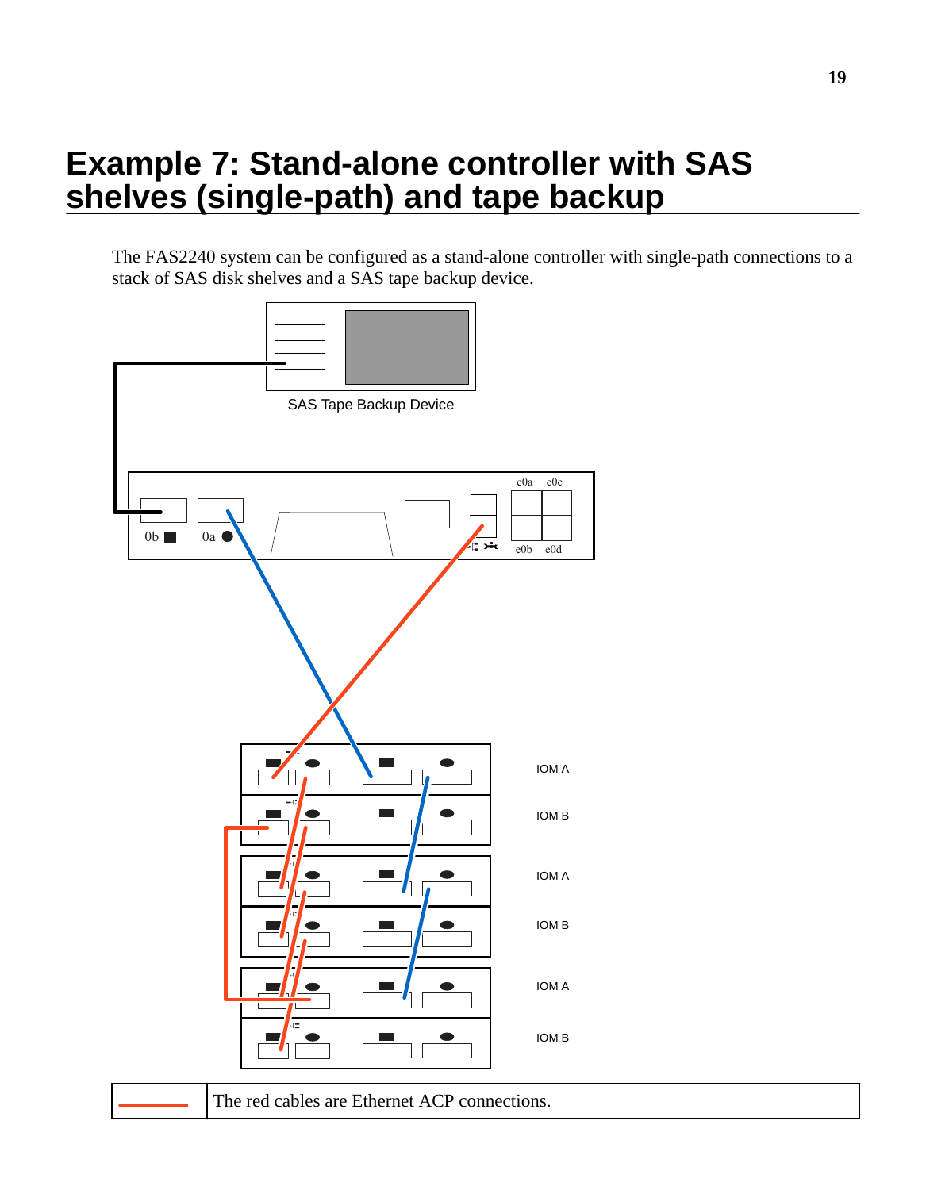# Example 7: Stand-alone controller with SAS shelves (single-path) and tape backup

The FAS2240 system can be configured as a stand-alone controller with single-path connections to a stack of SAS disk shelves and a SAS tape backup device.

SAS Tape Backup Device

0b 0a e0a e0c e0b e0d

IOM A

IOM B

IOM A

IOM B

IOM A

IOM B

| | The red cables are Ethernet ACP connections. |
| --- | --- |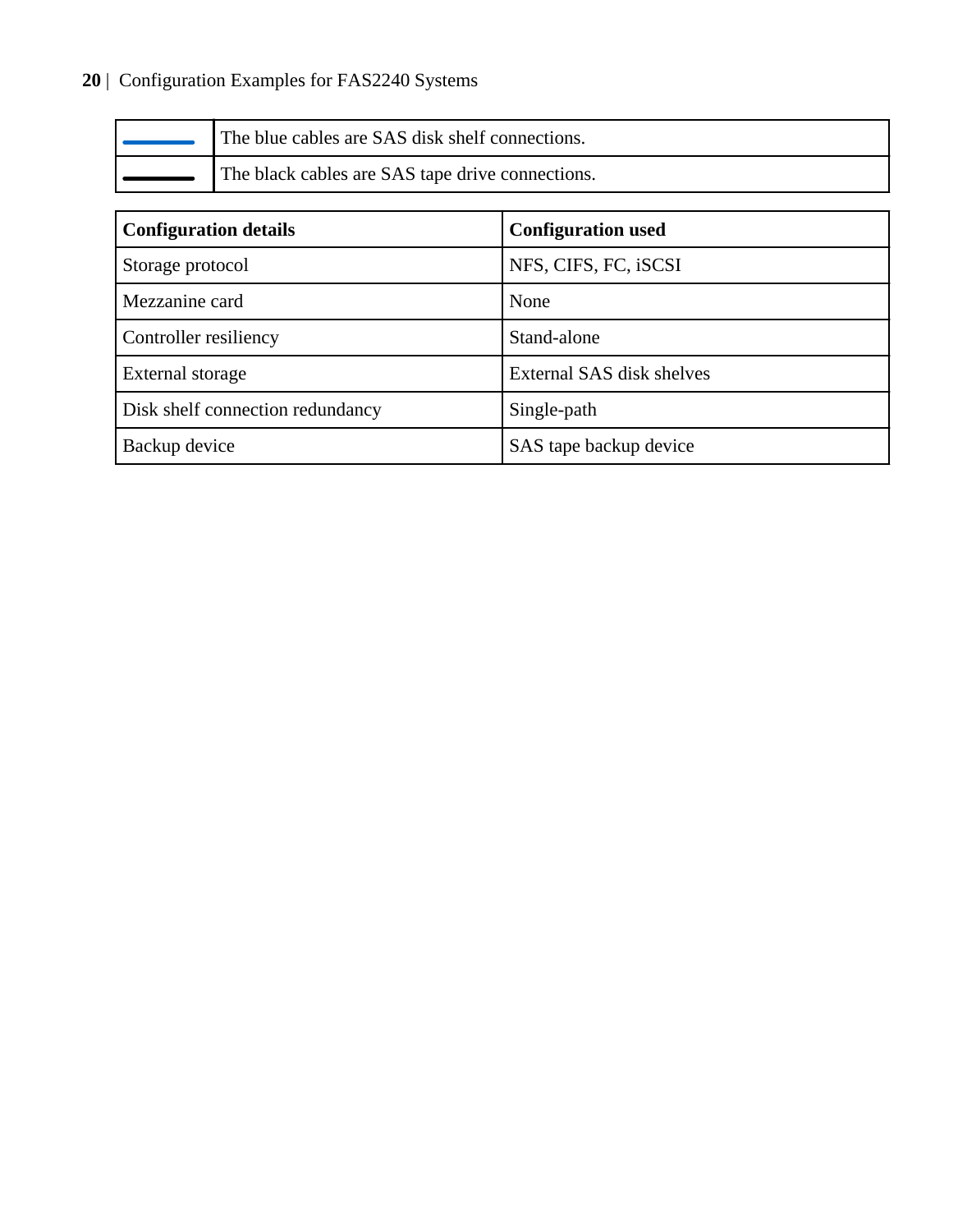| | |
|---|---|
| ——— (blue) | The blue cables are SAS disk shelf connections. |
| ——— (black) | The black cables are SAS tape drive connections. |

| Configuration details | Configuration used |
|---|---|
| Storage protocol | NFS, CIFS, FC, iSCSI |
| Mezzanine card | None |
| Controller resiliency | Stand-alone |
| External storage | External SAS disk shelves |
| Disk shelf connection redundancy | Single-path |
| Backup device | SAS tape backup device |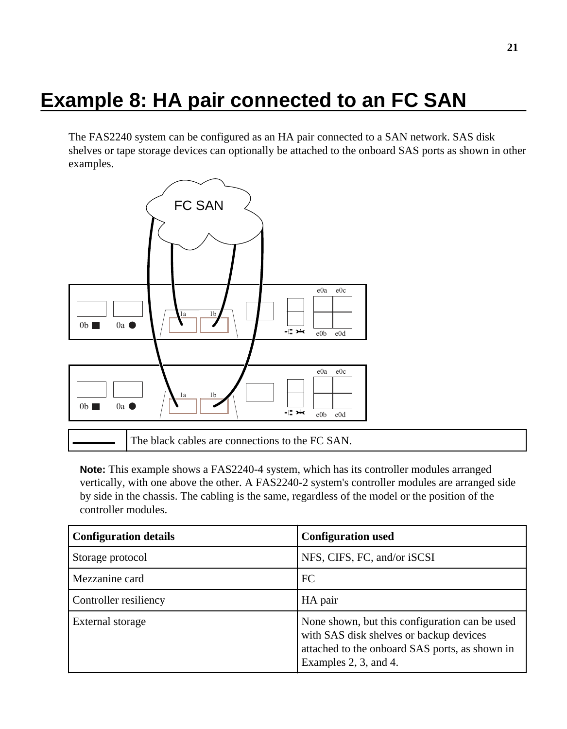# Example 8: HA pair connected to an FC SAN

The FAS2240 system can be configured as an HA pair connected to a SAN network. SAS disk shelves or tape storage devices can optionally be attached to the onboard SAS ports as shown in other examples.

| | The black cables are connections to the FC SAN. |
|---|---|

**Note:** This example shows a FAS2240-4 system, which has its controller modules arranged vertically, with one above the other. A FAS2240-2 system's controller modules are arranged side by side in the chassis. The cabling is the same, regardless of the model or the position of the controller modules.

| Configuration details | Configuration used |
|---|---|
| Storage protocol | NFS, CIFS, FC, and/or iSCSI |
| Mezzanine card | FC |
| Controller resiliency | HA pair |
| External storage | None shown, but this configuration can be used with SAS disk shelves or backup devices attached to the onboard SAS ports, as shown in Examples 2, 3, and 4. |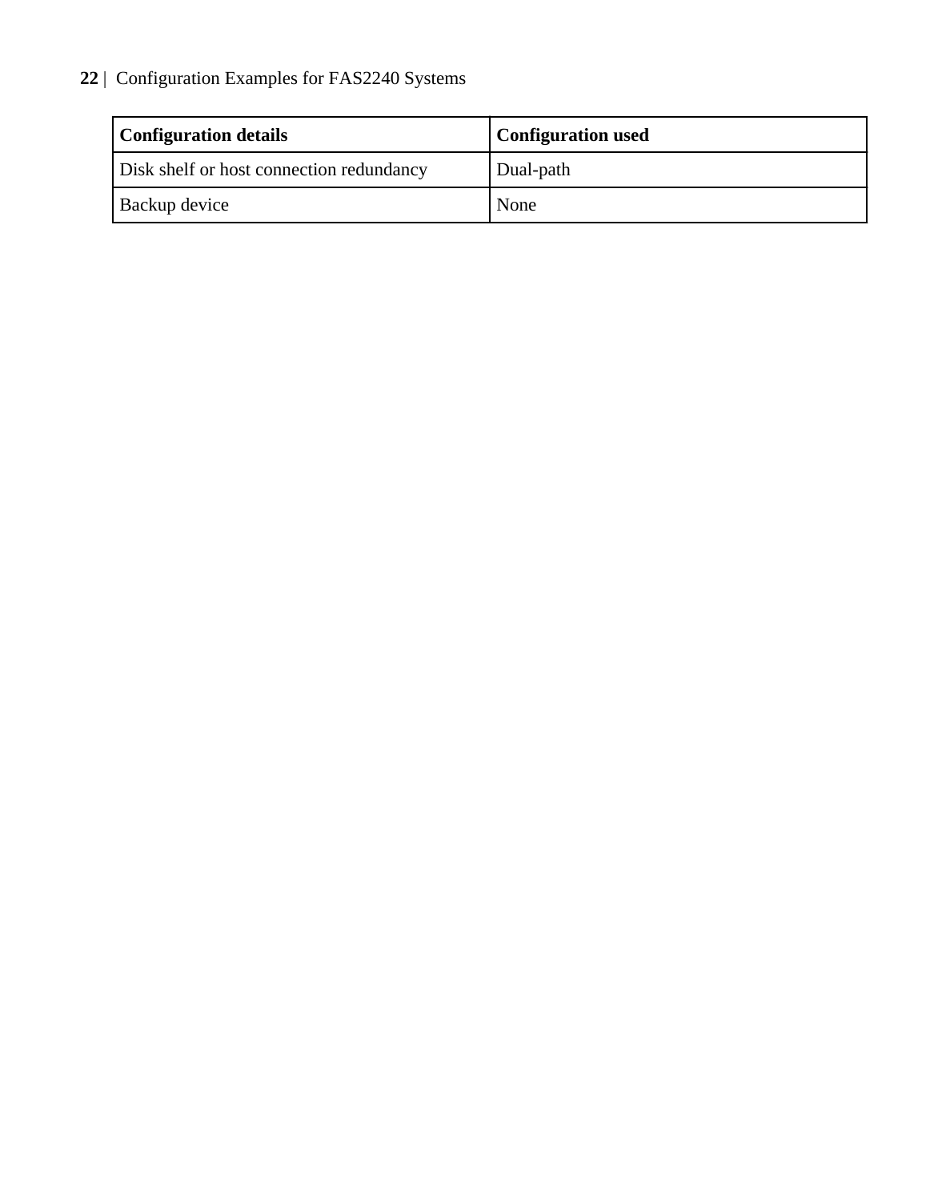| Configuration details | Configuration used |
| --- | --- |
| Disk shelf or host connection redundancy | Dual-path |
| Backup device | None |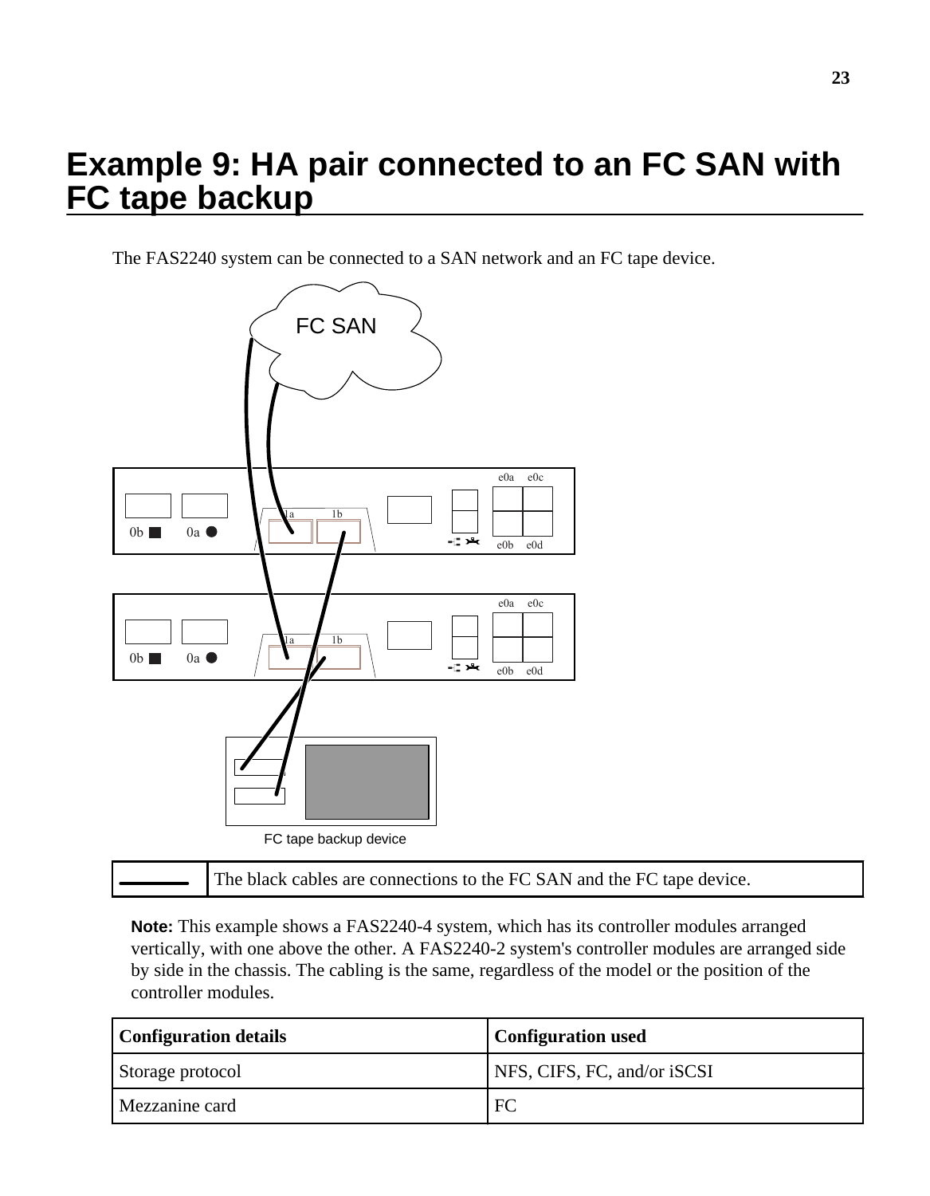# Example 9: HA pair connected to an FC SAN with FC tape backup

The FAS2240 system can be connected to a SAN network and an FC tape device.

FC tape backup device

| | The black cables are connections to the FC SAN and the FC tape device. |
|---|---|

**Note:** This example shows a FAS2240-4 system, which has its controller modules arranged vertically, with one above the other. A FAS2240-2 system's controller modules are arranged side by side in the chassis. The cabling is the same, regardless of the model or the position of the controller modules.

| Configuration details | Configuration used |
|---|---|
| Storage protocol | NFS, CIFS, FC, and/or iSCSI |
| Mezzanine card | FC |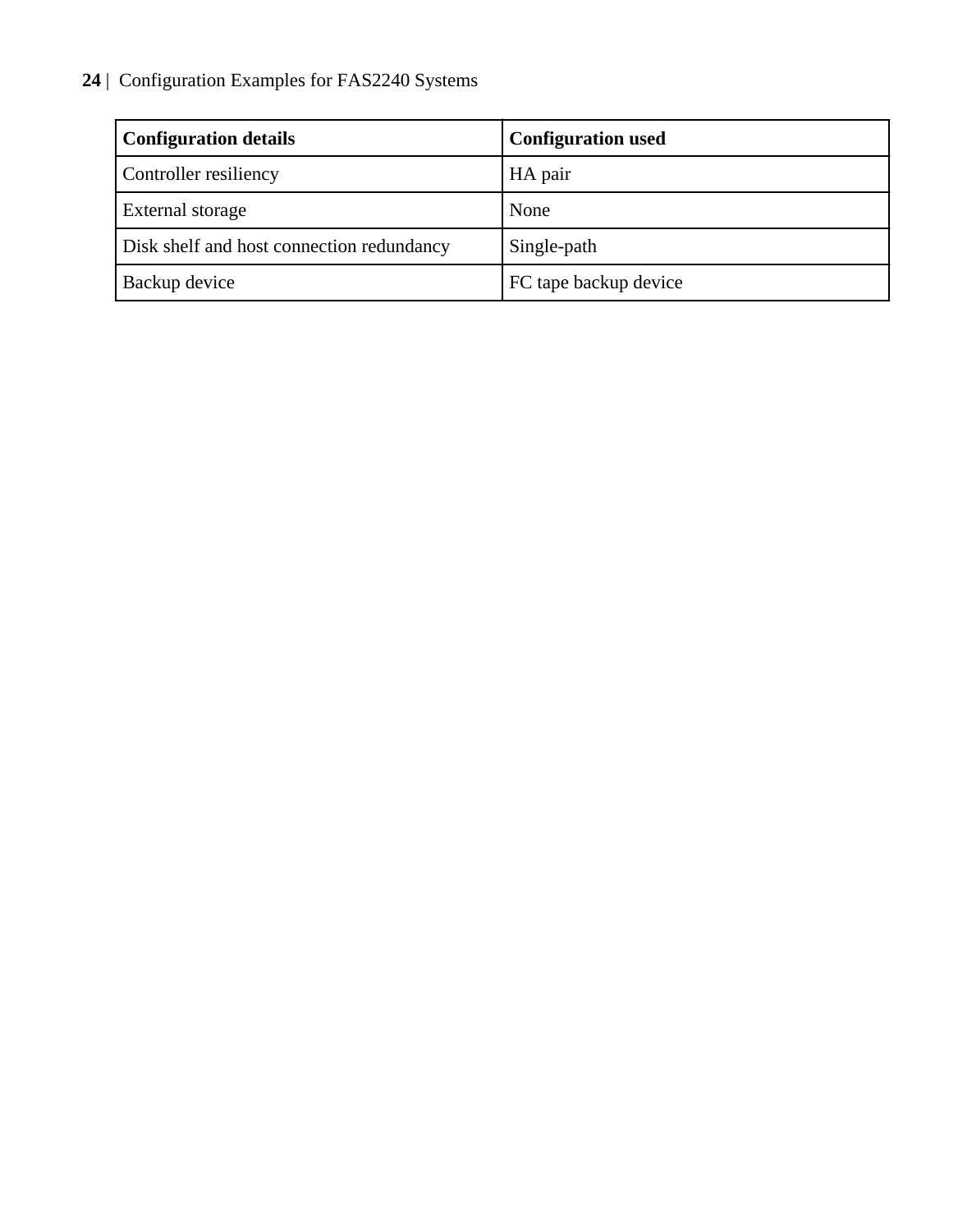| Configuration details | Configuration used |
| --- | --- |
| Controller resiliency | HA pair |
| External storage | None |
| Disk shelf and host connection redundancy | Single-path |
| Backup device | FC tape backup device |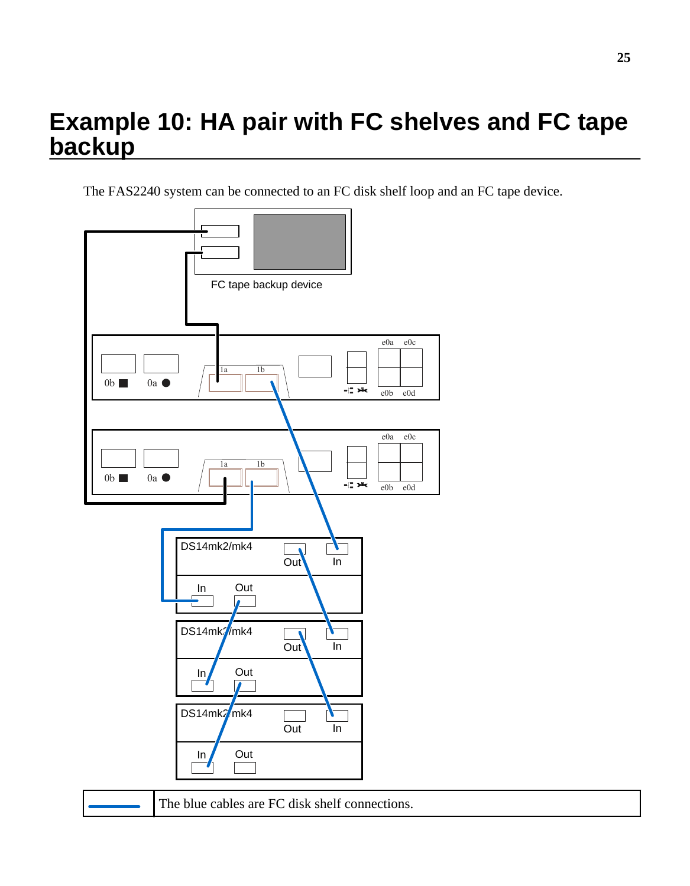# Example 10: HA pair with FC shelves and FC tape backup

The FAS2240 system can be connected to an FC disk shelf loop and an FC tape device.

| | The blue cables are FC disk shelf connections. |
|---|---|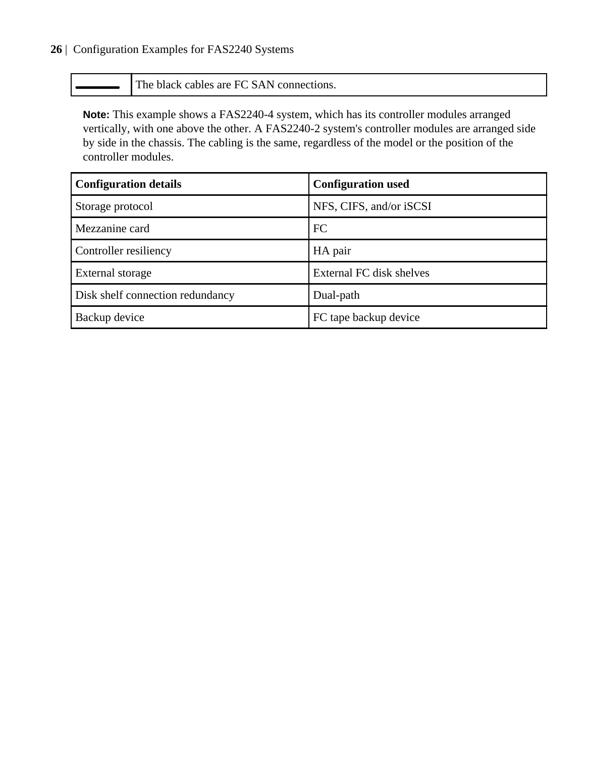| | |
|---|---|
| ▬▬▬ | The black cables are FC SAN connections. |

**Note:** This example shows a FAS2240-4 system, which has its controller modules arranged vertically, with one above the other. A FAS2240-2 system's controller modules are arranged side by side in the chassis. The cabling is the same, regardless of the model or the position of the controller modules.

| Configuration details | Configuration used |
|---|---|
| Storage protocol | NFS, CIFS, and/or iSCSI |
| Mezzanine card | FC |
| Controller resiliency | HA pair |
| External storage | External FC disk shelves |
| Disk shelf connection redundancy | Dual-path |
| Backup device | FC tape backup device |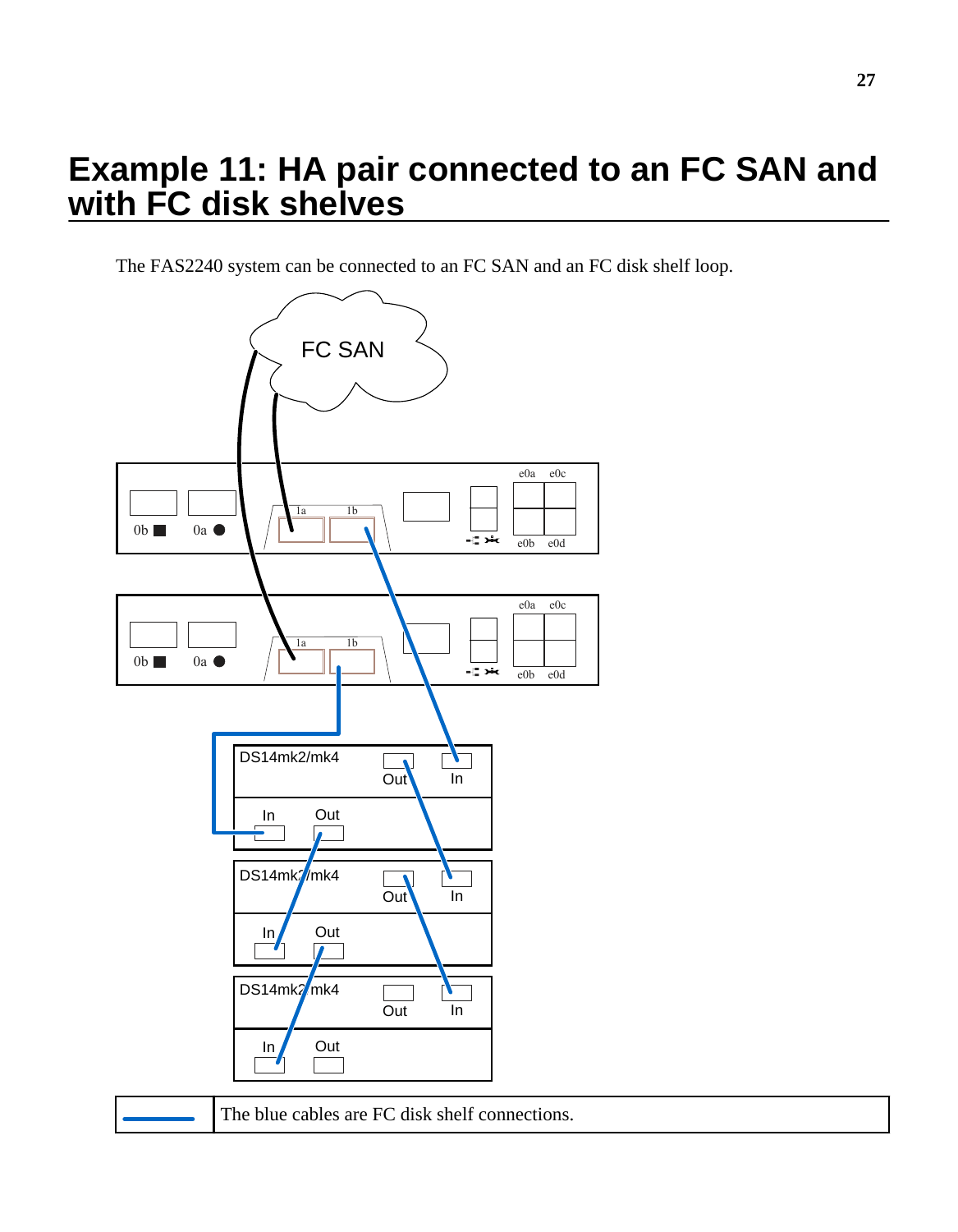# Example 11: HA pair connected to an FC SAN and with FC disk shelves

The FAS2240 system can be connected to an FC SAN and an FC disk shelf loop.

| | The blue cables are FC disk shelf connections. |
| --- | --- |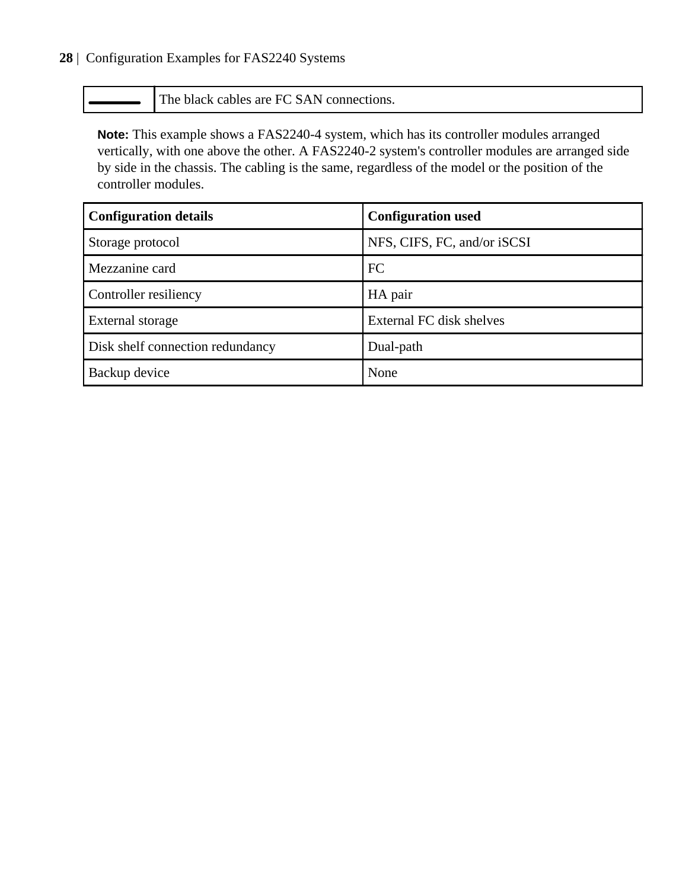| | |
|---|---|
| ▬▬▬ | The black cables are FC SAN connections. |

**Note:** This example shows a FAS2240-4 system, which has its controller modules arranged vertically, with one above the other. A FAS2240-2 system's controller modules are arranged side by side in the chassis. The cabling is the same, regardless of the model or the position of the controller modules.

| Configuration details | Configuration used |
|---|---|
| Storage protocol | NFS, CIFS, FC, and/or iSCSI |
| Mezzanine card | FC |
| Controller resiliency | HA pair |
| External storage | External FC disk shelves |
| Disk shelf connection redundancy | Dual-path |
| Backup device | None |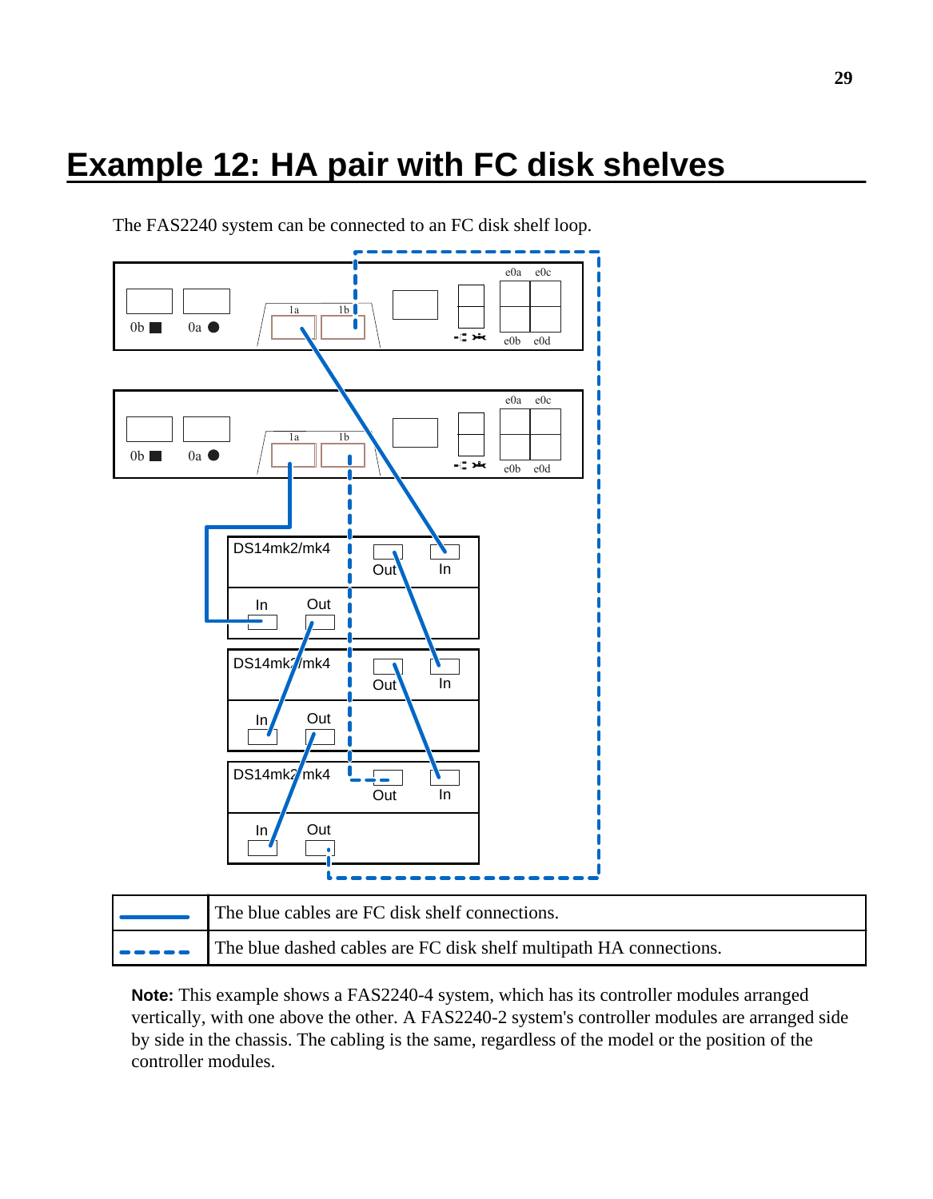# Example 12: HA pair with FC disk shelves

The FAS2240 system can be connected to an FC disk shelf loop.

| | |
|---|---|
| ▬▬▬ | The blue cables are FC disk shelf connections. |
| ‒ ‒ ‒ ‒ | The blue dashed cables are FC disk shelf multipath HA connections. |

**Note:** This example shows a FAS2240-4 system, which has its controller modules arranged vertically, with one above the other. A FAS2240-2 system's controller modules are arranged side by side in the chassis. The cabling is the same, regardless of the model or the position of the controller modules.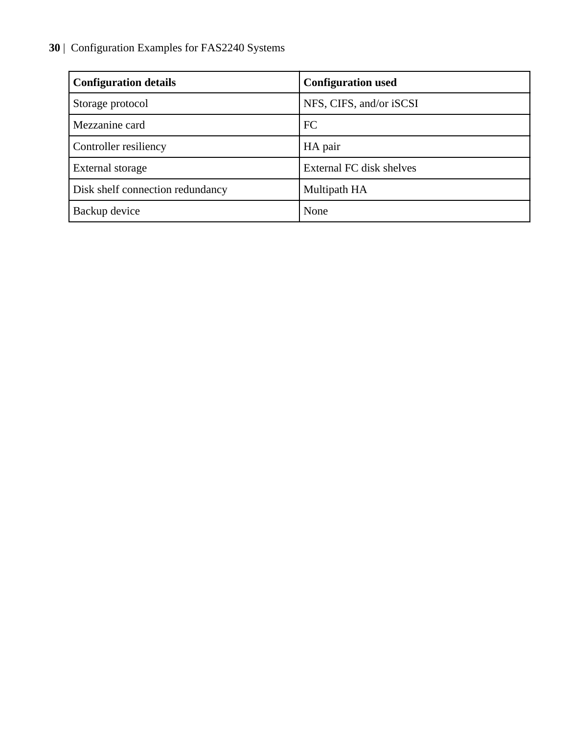| Configuration details | Configuration used |
| --- | --- |
| Storage protocol | NFS, CIFS, and/or iSCSI |
| Mezzanine card | FC |
| Controller resiliency | HA pair |
| External storage | External FC disk shelves |
| Disk shelf connection redundancy | Multipath HA |
| Backup device | None |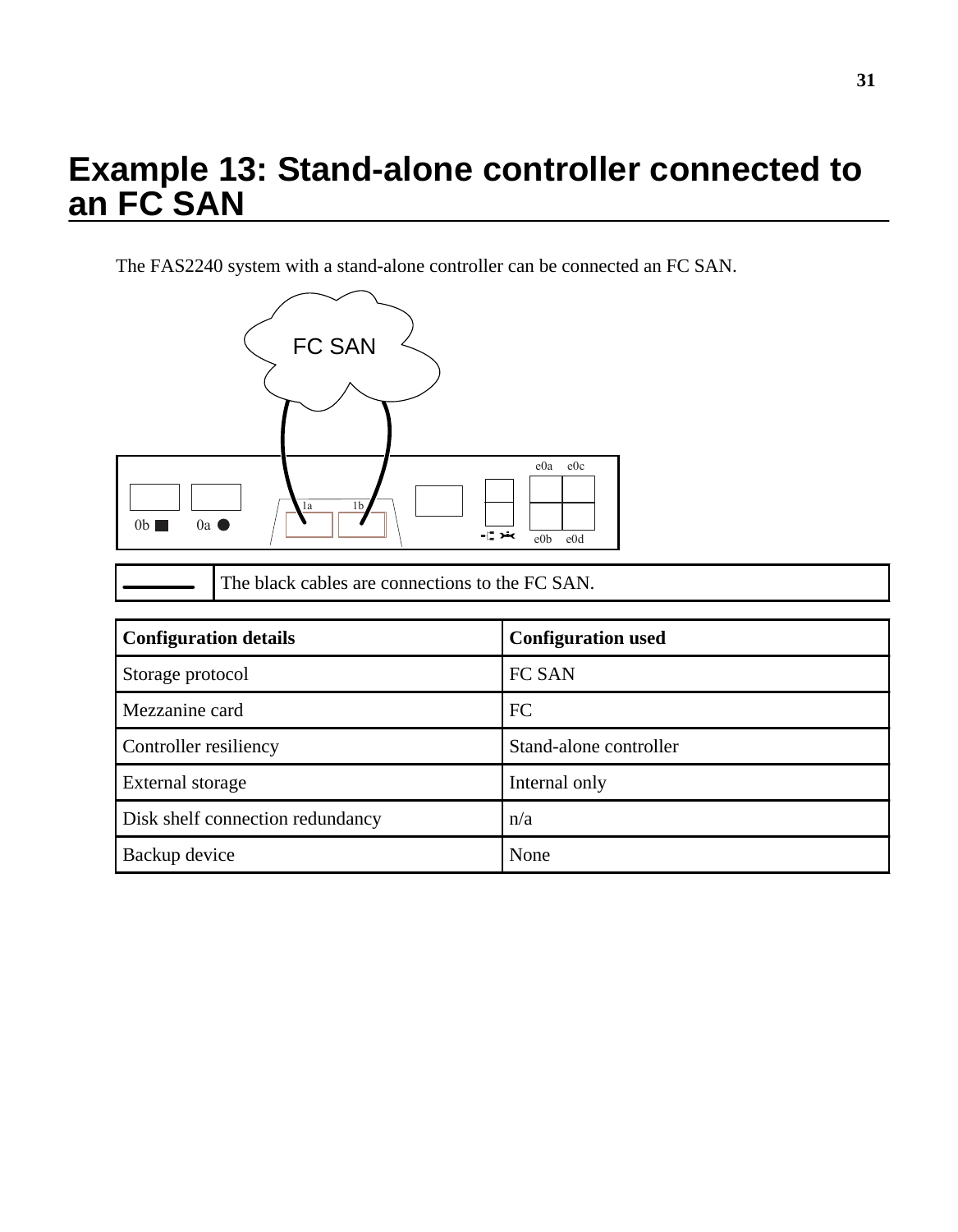# Example 13: Stand-alone controller connected to an FC SAN

The FAS2240 system with a stand-alone controller can be connected an FC SAN.

| | The black cables are connections to the FC SAN. |
|---|---|

| Configuration details | Configuration used |
|---|---|
| Storage protocol | FC SAN |
| Mezzanine card | FC |
| Controller resiliency | Stand-alone controller |
| External storage | Internal only |
| Disk shelf connection redundancy | n/a |
| Backup device | None |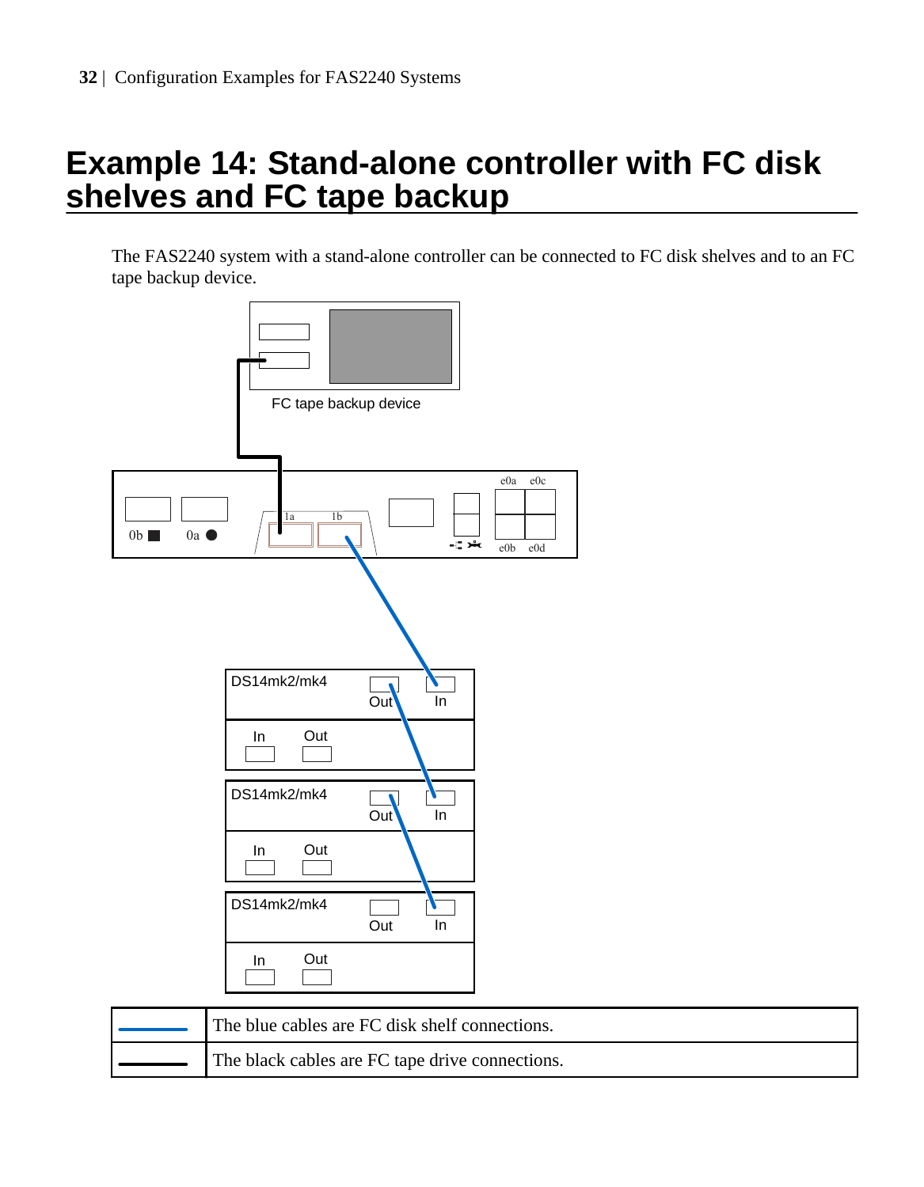# Example 14: Stand-alone controller with FC disk shelves and FC tape backup

The FAS2240 system with a stand-alone controller can be connected to FC disk shelves and to an FC tape backup device.

| | |
|---|---|
| | The blue cables are FC disk shelf connections. |
| | The black cables are FC tape drive connections. |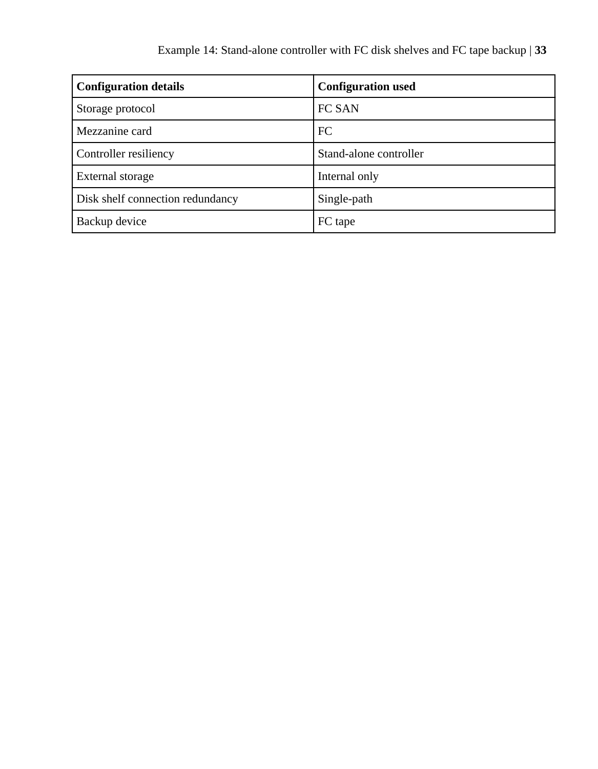| Configuration details | Configuration used |
| --- | --- |
| Storage protocol | FC SAN |
| Mezzanine card | FC |
| Controller resiliency | Stand-alone controller |
| External storage | Internal only |
| Disk shelf connection redundancy | Single-path |
| Backup device | FC tape |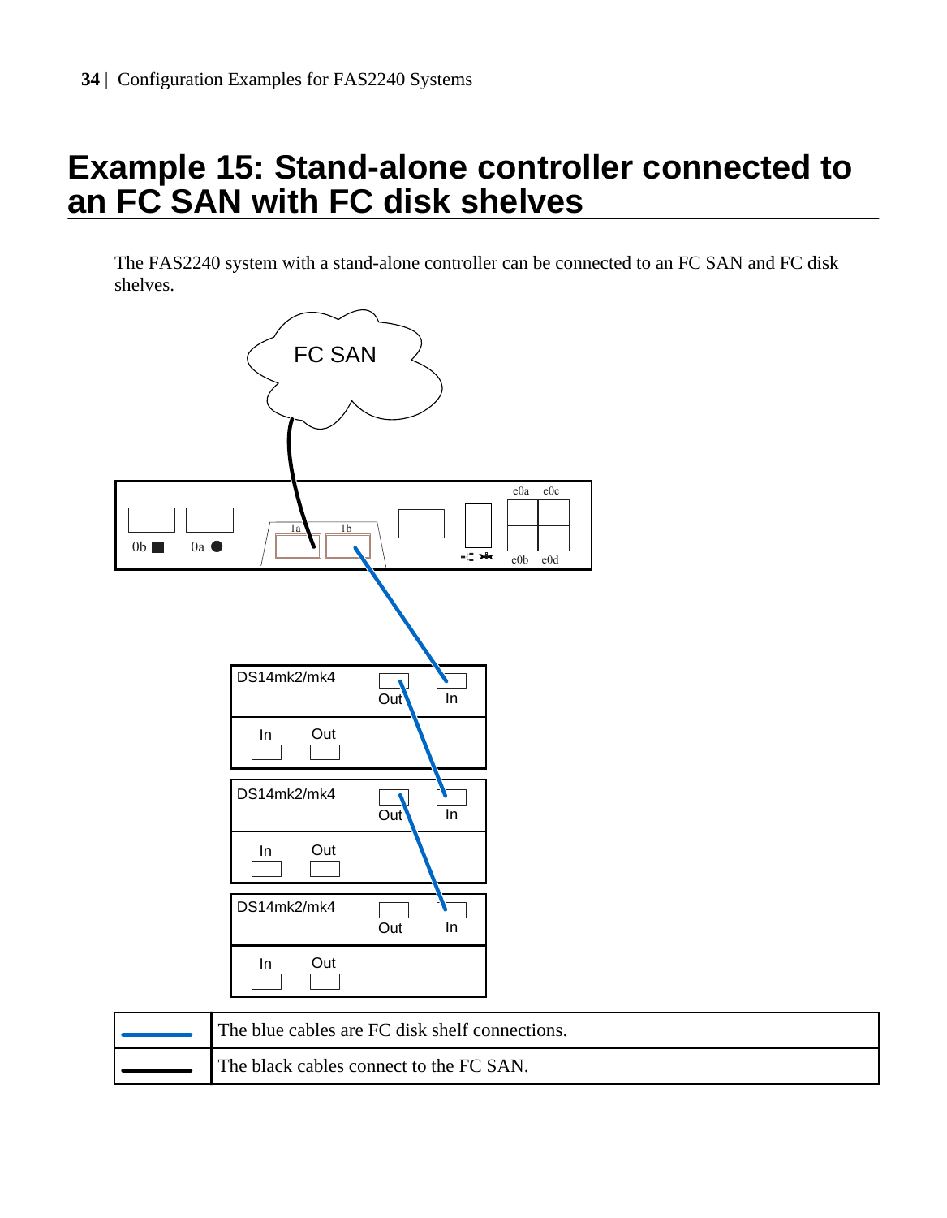# Example 15: Stand-alone controller connected to an FC SAN with FC disk shelves

The FAS2240 system with a stand-alone controller can be connected to an FC SAN and FC disk shelves.

| | |
|---|---|
| (blue line) | The blue cables are FC disk shelf connections. |
| (black line) | The black cables connect to the FC SAN. |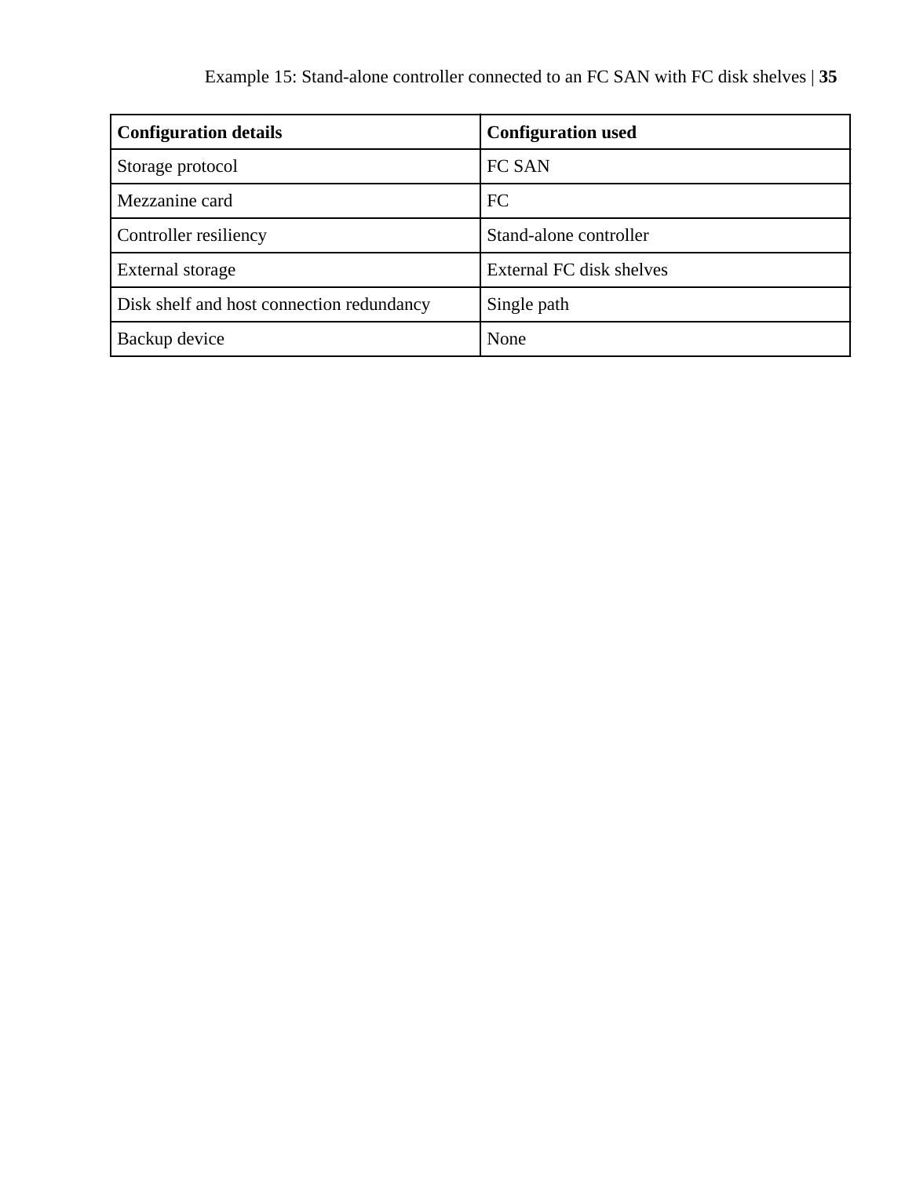| Configuration details | Configuration used |
| --- | --- |
| Storage protocol | FC SAN |
| Mezzanine card | FC |
| Controller resiliency | Stand-alone controller |
| External storage | External FC disk shelves |
| Disk shelf and host connection redundancy | Single path |
| Backup device | None |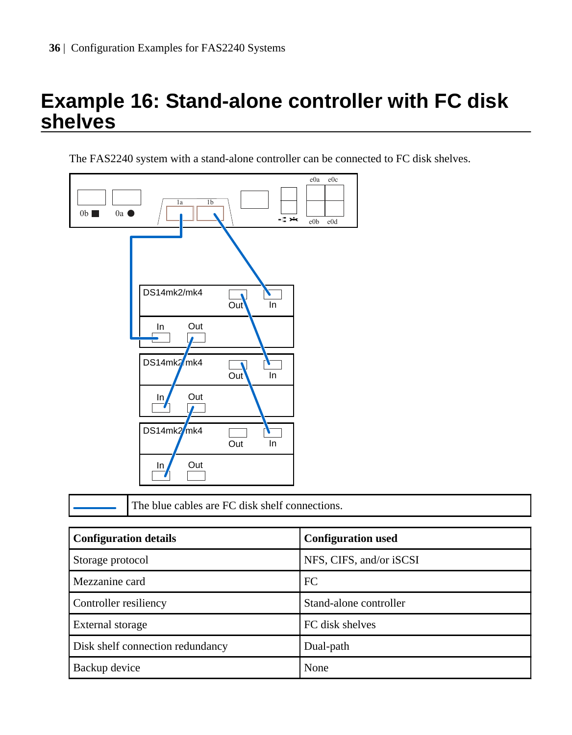# Example 16: Stand-alone controller with FC disk shelves

The FAS2240 system with a stand-alone controller can be connected to FC disk shelves.

| | The blue cables are FC disk shelf connections. |
|---|---|

| Configuration details | Configuration used |
|---|---|
| Storage protocol | NFS, CIFS, and/or iSCSI |
| Mezzanine card | FC |
| Controller resiliency | Stand-alone controller |
| External storage | FC disk shelves |
| Disk shelf connection redundancy | Dual-path |
| Backup device | None |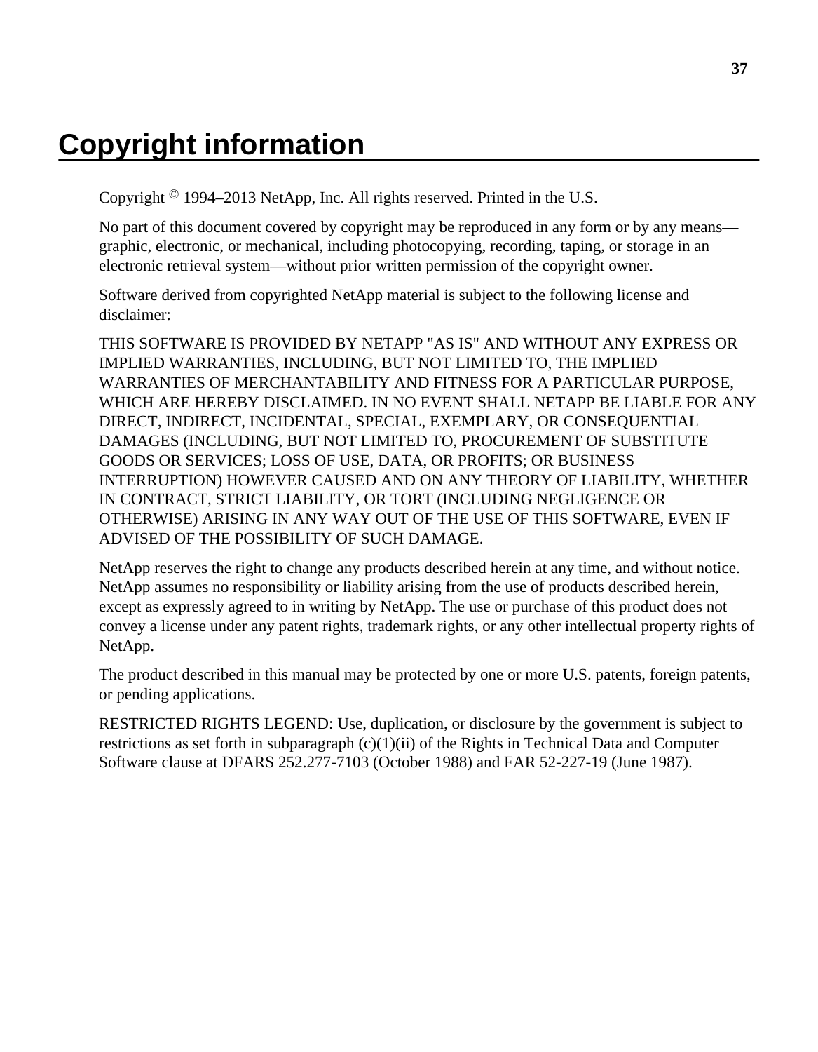# Copyright information

Copyright © 1994–2013 NetApp, Inc. All rights reserved. Printed in the U.S.

No part of this document covered by copyright may be reproduced in any form or by any means—graphic, electronic, or mechanical, including photocopying, recording, taping, or storage in an electronic retrieval system—without prior written permission of the copyright owner.

Software derived from copyrighted NetApp material is subject to the following license and disclaimer:

THIS SOFTWARE IS PROVIDED BY NETAPP "AS IS" AND WITHOUT ANY EXPRESS OR IMPLIED WARRANTIES, INCLUDING, BUT NOT LIMITED TO, THE IMPLIED WARRANTIES OF MERCHANTABILITY AND FITNESS FOR A PARTICULAR PURPOSE, WHICH ARE HEREBY DISCLAIMED. IN NO EVENT SHALL NETAPP BE LIABLE FOR ANY DIRECT, INDIRECT, INCIDENTAL, SPECIAL, EXEMPLARY, OR CONSEQUENTIAL DAMAGES (INCLUDING, BUT NOT LIMITED TO, PROCUREMENT OF SUBSTITUTE GOODS OR SERVICES; LOSS OF USE, DATA, OR PROFITS; OR BUSINESS INTERRUPTION) HOWEVER CAUSED AND ON ANY THEORY OF LIABILITY, WHETHER IN CONTRACT, STRICT LIABILITY, OR TORT (INCLUDING NEGLIGENCE OR OTHERWISE) ARISING IN ANY WAY OUT OF THE USE OF THIS SOFTWARE, EVEN IF ADVISED OF THE POSSIBILITY OF SUCH DAMAGE.

NetApp reserves the right to change any products described herein at any time, and without notice. NetApp assumes no responsibility or liability arising from the use of products described herein, except as expressly agreed to in writing by NetApp. The use or purchase of this product does not convey a license under any patent rights, trademark rights, or any other intellectual property rights of NetApp.

The product described in this manual may be protected by one or more U.S. patents, foreign patents, or pending applications.

RESTRICTED RIGHTS LEGEND: Use, duplication, or disclosure by the government is subject to restrictions as set forth in subparagraph (c)(1)(ii) of the Rights in Technical Data and Computer Software clause at DFARS 252.277-7103 (October 1988) and FAR 52-227-19 (June 1987).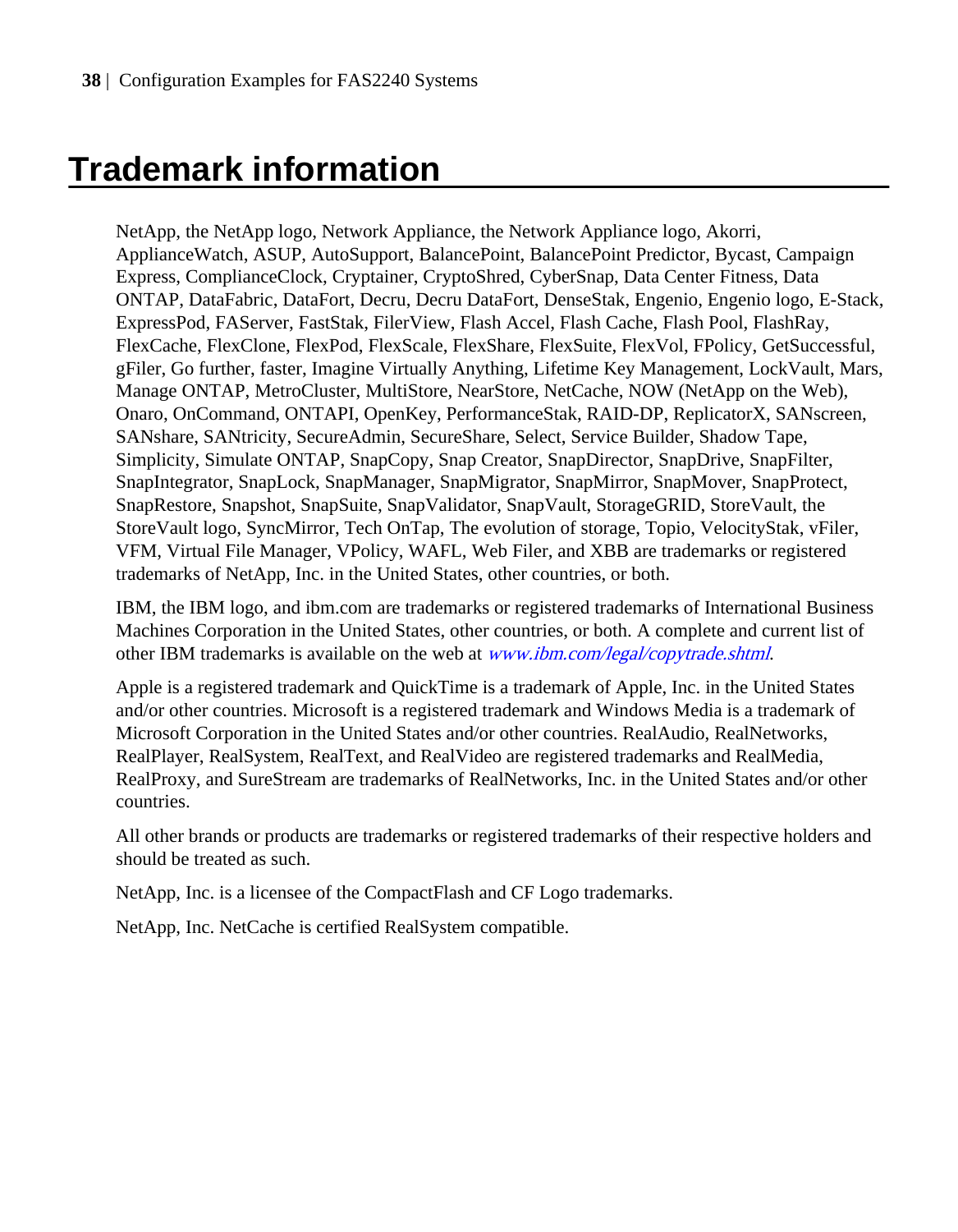# Trademark information

NetApp, the NetApp logo, Network Appliance, the Network Appliance logo, Akorri, ApplianceWatch, ASUP, AutoSupport, BalancePoint, BalancePoint Predictor, Bycast, Campaign Express, ComplianceClock, Cryptainer, CryptoShred, CyberSnap, Data Center Fitness, Data ONTAP, DataFabric, DataFort, Decru, Decru DataFort, DenseStak, Engenio, Engenio logo, E-Stack, ExpressPod, FAServer, FastStak, FilerView, Flash Accel, Flash Cache, Flash Pool, FlashRay, FlexCache, FlexClone, FlexPod, FlexScale, FlexShare, FlexSuite, FlexVol, FPolicy, GetSuccessful, gFiler, Go further, faster, Imagine Virtually Anything, Lifetime Key Management, LockVault, Mars, Manage ONTAP, MetroCluster, MultiStore, NearStore, NetCache, NOW (NetApp on the Web), Onaro, OnCommand, ONTAPI, OpenKey, PerformanceStak, RAID-DP, ReplicatorX, SANscreen, SANshare, SANtricity, SecureAdmin, SecureShare, Select, Service Builder, Shadow Tape, Simplicity, Simulate ONTAP, SnapCopy, Snap Creator, SnapDirector, SnapDrive, SnapFilter, SnapIntegrator, SnapLock, SnapManager, SnapMigrator, SnapMirror, SnapMover, SnapProtect, SnapRestore, Snapshot, SnapSuite, SnapValidator, SnapVault, StorageGRID, StoreVault, the StoreVault logo, SyncMirror, Tech OnTap, The evolution of storage, Topio, VelocityStak, vFiler, VFM, Virtual File Manager, VPolicy, WAFL, Web Filer, and XBB are trademarks or registered trademarks of NetApp, Inc. in the United States, other countries, or both.

IBM, the IBM logo, and ibm.com are trademarks or registered trademarks of International Business Machines Corporation in the United States, other countries, or both. A complete and current list of other IBM trademarks is available on the web at *www.ibm.com/legal/copytrade.shtml*.

Apple is a registered trademark and QuickTime is a trademark of Apple, Inc. in the United States and/or other countries. Microsoft is a registered trademark and Windows Media is a trademark of Microsoft Corporation in the United States and/or other countries. RealAudio, RealNetworks, RealPlayer, RealSystem, RealText, and RealVideo are registered trademarks and RealMedia, RealProxy, and SureStream are trademarks of RealNetworks, Inc. in the United States and/or other countries.

All other brands or products are trademarks or registered trademarks of their respective holders and should be treated as such.

NetApp, Inc. is a licensee of the CompactFlash and CF Logo trademarks.

NetApp, Inc. NetCache is certified RealSystem compatible.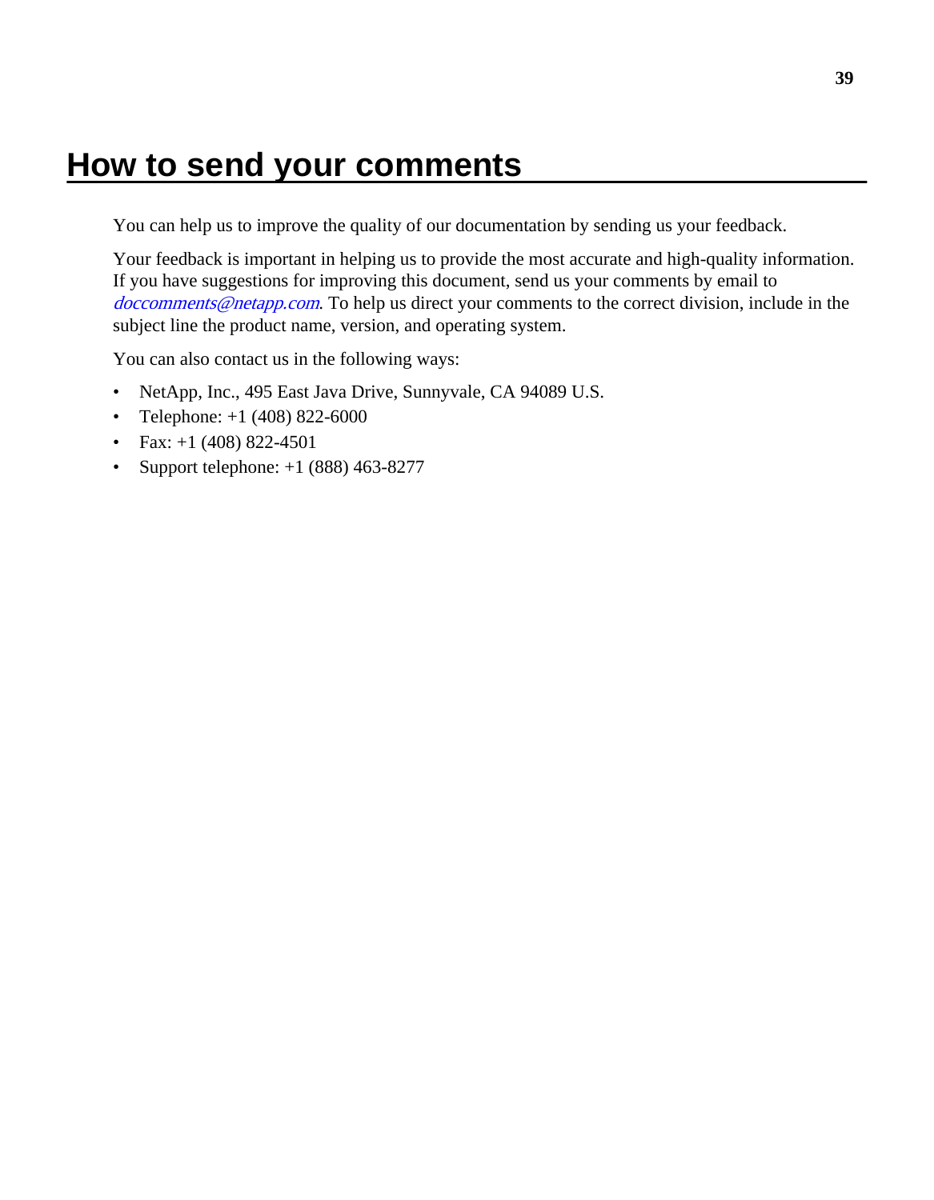# How to send your comments

You can help us to improve the quality of our documentation by sending us your feedback.

Your feedback is important in helping us to provide the most accurate and high-quality information. If you have suggestions for improving this document, send us your comments by email to *doccomments@netapp.com*. To help us direct your comments to the correct division, include in the subject line the product name, version, and operating system.

You can also contact us in the following ways:

- NetApp, Inc., 495 East Java Drive, Sunnyvale, CA 94089 U.S.
- Telephone: +1 (408) 822-6000
- Fax: +1 (408) 822-4501
- Support telephone: +1 (888) 463-8277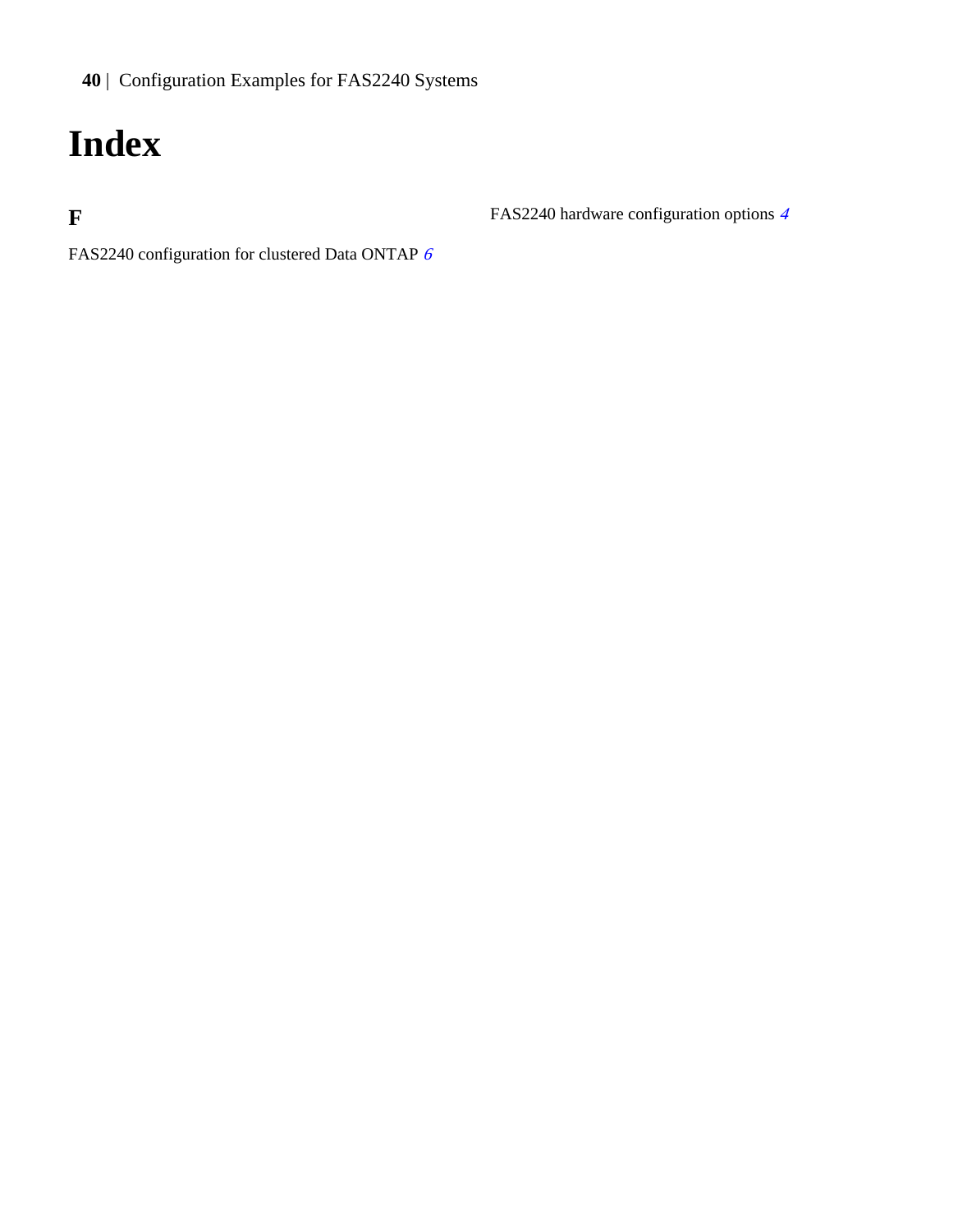# Index

## F

FAS2240 configuration for clustered Data ONTAP *6*

FAS2240 hardware configuration options *4*